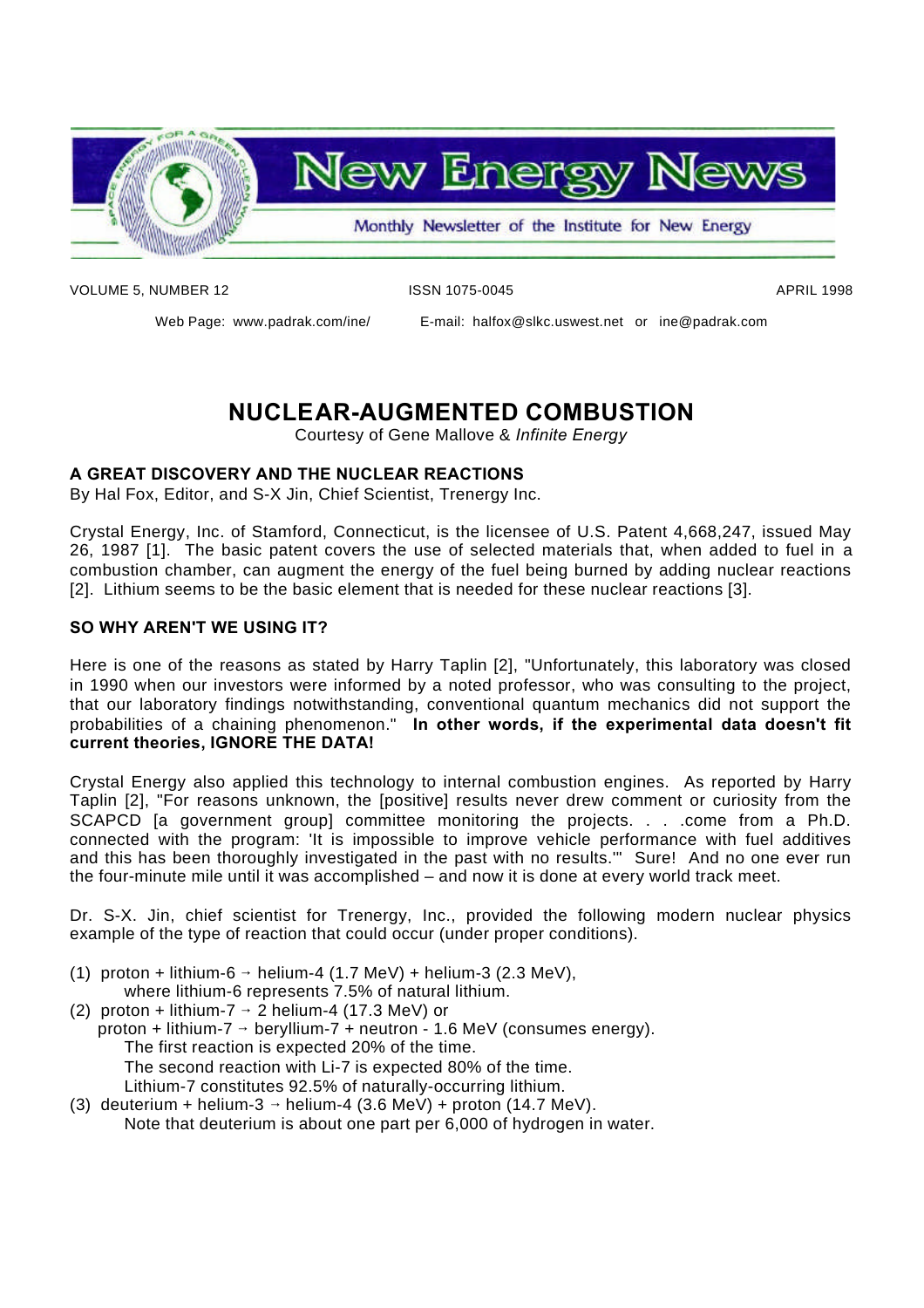# New Energy News

Monthly Newsletter of the Institute for New Energy

VOLUME 5, NUMBER 12 ISSN 1075-0045 APRIL 1998

Web Page: www.padrak.com/ine/ E-mail: halfox@slkc.uswest.net or ine@padrak.com

## NUCLEAR-AUGMENTED COMBUSTION

Courtesy of Gene Mallove & *Infinite Energy*

### A GREAT DISCOVERY AND THE NUCLEAR REACTIONS

By Hal Fox, Editor, and S-X Jin, Chief Scientist, Trenergy Inc.

Crystal Energy, Inc. of Stamford, Connecticut, is the licensee of U.S. Patent 4,668,247, issued May 26, 1987 [1]. The basic patent covers the use of selected materials that, when added to fuel in a combustion chamber, can augment the energy of the fuel being burned by adding nuclear reactions [2]. Lithium seems to be the basic element that is needed for these nuclear reactions [3].

### SO WHY AREN'T WE USING IT?

Here is one of the reasons as stated by Harry Taplin [2], "Unfortunately, this laboratory was closed in 1990 when our investors were informed by a noted professor, who was consulting to the project, that our laboratory findings notwithstanding, conventional quantum mechanics did not support the probabilities of a chaining phenomenon." **In other words, if the experimental data doesn't fit current theories, IGNORE THE DATA!**

Crystal Energy also applied this technology to internal combustion engines. As reported by Harry Taplin [2], "For reasons unknown, the [positive] results never drew comment or curiosity from the SCAPCD [a government group] committee monitoring the projects. . . .come from a Ph.D. connected with the program: 'It is impossible to improve vehicle performance with fuel additives and this has been thoroughly investigated in the past with no results.'" Sure! And no one ever run the four-minute mile until it was accomplished – and now it is done at every world track meet.

Dr. S-X. Jin, chief scientist for Trenergy, Inc., provided the following modern nuclear physics example of the type of reaction that could occur (under proper conditions).

(1) proton + lithium-6 → helium-4 (1.7 MeV) + helium-3 (2.3 MeV),
 where lithium-6 represents 7.5% of natural lithium.

(2) proton + lithium-7 → 2 helium-4 (17.3 MeV) or
 proton + lithium-7 → beryllium-7 + neutron - 1.6 MeV (consumes energy).
 The first reaction is expected 20% of the time.
 The second reaction with Li-7 is expected 80% of the time.
 Lithium-7 constitutes 92.5% of naturally-occurring lithium.

(3) deuterium + helium-3 → helium-4 (3.6 MeV) + proton (14.7 MeV).
 Note that deuterium is about one part per 6,000 of hydrogen in water.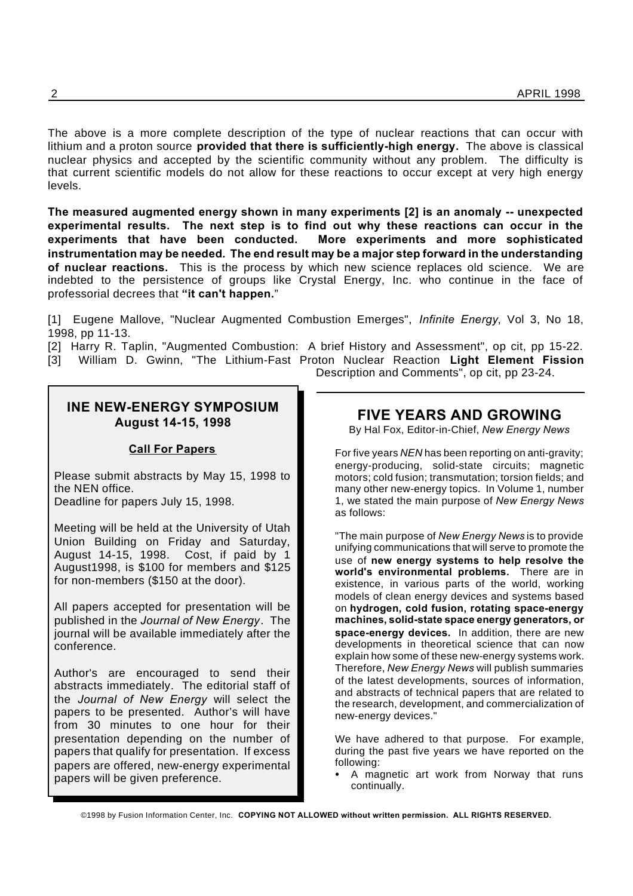The above is a more complete description of the type of nuclear reactions that can occur with lithium and a proton source **provided that there is sufficiently-high energy.** The above is classical nuclear physics and accepted by the scientific community without any problem. The difficulty is that current scientific models do not allow for these reactions to occur except at very high energy levels.

**The measured augmented energy shown in many experiments [2] is an anomaly -- unexpected experimental results. The next step is to find out why these reactions can occur in the experiments that have been conducted. More experiments and more sophisticated instrumentation may be needed. The end result may be a major step forward in the understanding of nuclear reactions.** This is the process by which new science replaces old science. We are indebted to the persistence of groups like Crystal Energy, Inc. who continue in the face of professorial decrees that **"it can't happen."**

[1] Eugene Mallove, "Nuclear Augmented Combustion Emerges", *Infinite Energy*, Vol 3, No 18, 1998, pp 11-13.

[2] Harry R. Taplin, "Augmented Combustion: A brief History and Assessment", op cit, pp 15-22.

[3] William D. Gwinn, "The Lithium-Fast Proton Nuclear Reaction **Light Element Fission** Description and Comments", op cit, pp 23-24.

## INE NEW-ENERGY SYMPOSIUM
### August 14-15, 1998

**Call For Papers**

Please submit abstracts by May 15, 1998 to the NEN office.
Deadline for papers July 15, 1998.

Meeting will be held at the University of Utah Union Building on Friday and Saturday, August 14-15, 1998. Cost, if paid by 1 August1998, is $100 for members and $125 for non-members ($150 at the door).

All papers accepted for presentation will be published in the *Journal of New Energy*. The journal will be available immediately after the conference.

Author's are encouraged to send their abstracts immediately. The editorial staff of the *Journal of New Energy* will select the papers to be presented. Author's will have from 30 minutes to one hour for their presentation depending on the number of papers that qualify for presentation. If excess papers are offered, new-energy experimental papers will be given preference.

## FIVE YEARS AND GROWING

By Hal Fox, Editor-in-Chief, *New Energy News*

For five years *NEN* has been reporting on anti-gravity; energy-producing, solid-state circuits; magnetic motors; cold fusion; transmutation; torsion fields; and many other new-energy topics. In Volume 1, number 1, we stated the main purpose of *New Energy News* as follows:

"The main purpose of *New Energy News* is to provide unifying communications that will serve to promote the use of **new energy systems to help resolve the world's environmental problems.** There are in existence, in various parts of the world, working models of clean energy devices and systems based on **hydrogen, cold fusion, rotating space-energy machines, solid-state space energy generators, or space-energy devices.** In addition, there are new developments in theoretical science that can now explain how some of these new-energy systems work. Therefore, *New Energy News* will publish summaries of the latest developments, sources of information, and abstracts of technical papers that are related to the research, development, and commercialization of new-energy devices."

We have adhered to that purpose. For example, during the past five years we have reported on the following:

- A magnetic art work from Norway that runs continually.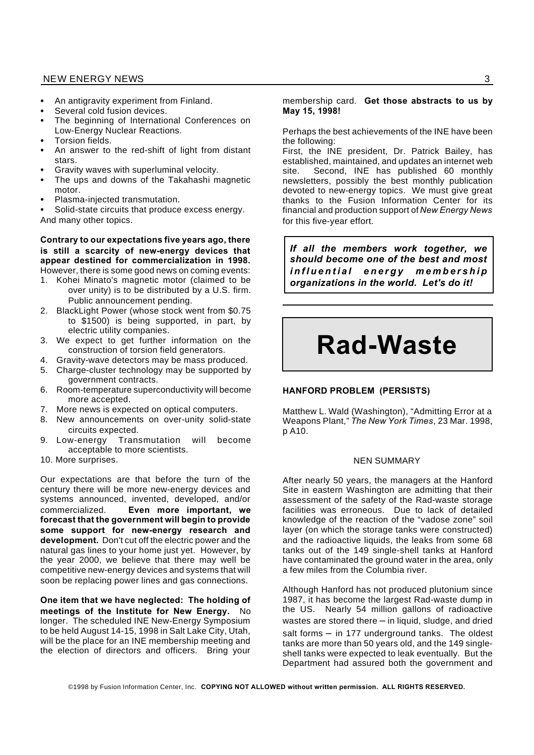- An antigravity experiment from Finland.
- Several cold fusion devices.
- The beginning of International Conferences on Low-Energy Nuclear Reactions.
- Torsion fields.
- An answer to the red-shift of light from distant stars.
- Gravity waves with superluminal velocity.
- The ups and downs of the Takahashi magnetic motor.
- Plasma-injected transmutation.
- Solid-state circuits that produce excess energy.

And many other topics.

**Contrary to our expectations five years ago, there is still a scarcity of new-energy devices that appear destined for commercialization in 1998.** However, there is some good news on coming events:

1. Kohei Minato's magnetic motor (claimed to be over unity) is to be distributed by a U.S. firm. Public announcement pending.
2. BlackLight Power (whose stock went from $0.75 to $1500) is being supported, in part, by electric utility companies.
3. We expect to get further information on the construction of torsion field generators.
4. Gravity-wave detectors may be mass produced.
5. Charge-cluster technology may be supported by government contracts.
6. Room-temperature superconductivity will become more accepted.
7. More news is expected on optical computers.
8. New announcements on over-unity solid-state circuits expected.
9. Low-energy Transmutation will become acceptable to more scientists.
10. More surprises.

Our expectations are that before the turn of the century there will be more new-energy devices and systems announced, invented, developed, and/or commercialized. **Even more important, we forecast that the government will begin to provide some support for new-energy research and development.** Don't cut off the electric power and the natural gas lines to your home just yet. However, by the year 2000, we believe that there may well be competitive new-energy devices and systems that will soon be replacing power lines and gas connections.

**One item that we have neglected: The holding of meetings of the Institute for New Energy.** No longer. The scheduled INE New-Energy Symposium to be held August 14-15, 1998 in Salt Lake City, Utah, will be the place for an INE membership meeting and the election of directors and officers. Bring your membership card. **Get those abstracts to us by May 15, 1998!**

Perhaps the best achievements of the INE have been the following:

First, the INE president, Dr. Patrick Bailey, has established, maintained, and updates an internet web site. Second, INE has published 60 monthly newsletters, possibly the best monthly publication devoted to new-energy topics. We must give great thanks to the Fusion Information Center for its financial and production support of *New Energy News* for this five-year effort.

***If all the members work together, we should become one of the best and most influential energy membership organizations in the world. Let's do it!***

# Rad-Waste

### HANFORD PROBLEM (PERSISTS)

Matthew L. Wald (Washington), "Admitting Error at a Weapons Plant," *The New York Times*, 23 Mar. 1998, p A10.

NEN SUMMARY

After nearly 50 years, the managers at the Hanford Site in eastern Washington are admitting that their assessment of the safety of the Rad-waste storage facilities was erroneous. Due to lack of detailed knowledge of the reaction of the "vadose zone" soil layer (on which the storage tanks were constructed) and the radioactive liquids, the leaks from some 68 tanks out of the 149 single-shell tanks at Hanford have contaminated the ground water in the area, only a few miles from the Columbia river.

Although Hanford has not produced plutonium since 1987, it has become the largest Rad-waste dump in the US. Nearly 54 million gallons of radioactive wastes are stored there – in liquid, sludge, and dried salt forms – in 177 underground tanks. The oldest tanks are more than 50 years old, and the 149 single-shell tanks were expected to leak eventually. But the Department had assured both the government and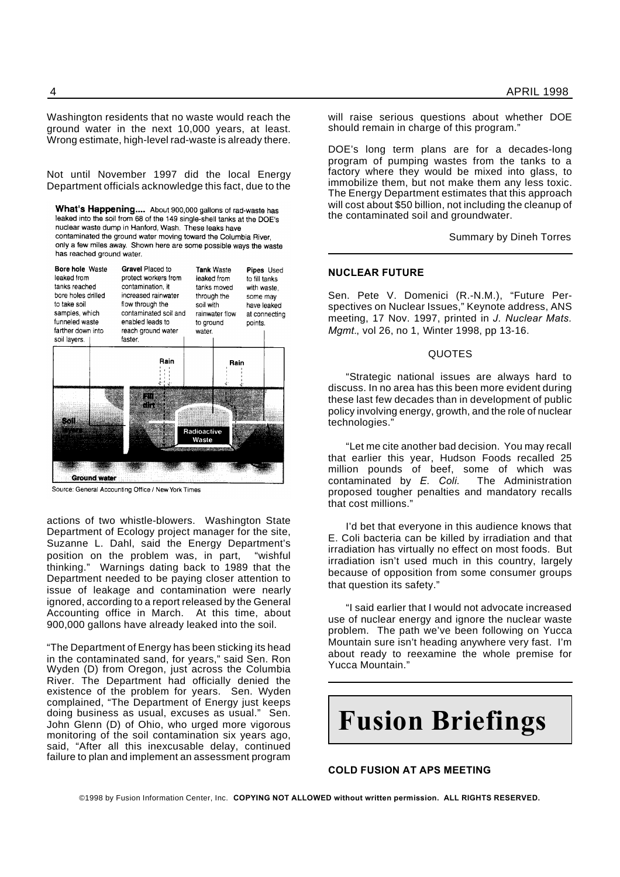Washington residents that no waste would reach the ground water in the next 10,000 years, at least. Wrong estimate, high-level rad-waste is already there.

Not until November 1997 did the local Energy Department officials acknowledge this fact, due to the

**What's Happening....** About 900,000 gallons of rad-waste has leaked into the soil from 68 of the 149 single-shell tanks at the DOE's nuclear waste dump in Hanford, Wash. These leaks have contaminated the ground water moving toward the Columbia River, only a few miles away. Shown here are some possible ways the waste has reached ground water.

**Bore hole** Waste leaked from tanks reached bore holes drilled to take soil samples, which funneled waste farther down into soil layers.

**Gravel** Placed to protect workers from contamination, it increased rainwater flow through the contaminated soil and enabled leads to reach ground water faster.

**Tank** Waste leaked from tanks moved through the soil with rainwater flow to ground water.

**Pipes** Used to fill tanks with waste, some may have leaked at connecting points.

Rain | Rain | Fill dirt | Soil | Radioactive Waste | Ground water

Source: General Accounting Office / New York Times

actions of two whistle-blowers. Washington State Department of Ecology project manager for the site, Suzanne L. Dahl, said the Energy Department's position on the problem was, in part, "wishful thinking." Warnings dating back to 1989 that the Department needed to be paying closer attention to issue of leakage and contamination were nearly ignored, according to a report released by the General Accounting office in March. At this time, about 900,000 gallons have already leaked into the soil.

"The Department of Energy has been sticking its head in the contaminated sand, for years," said Sen. Ron Wyden (D) from Oregon, just across the Columbia River. The Department had officially denied the existence of the problem for years. Sen. Wyden complained, "The Department of Energy just keeps doing business as usual, excuses as usual." Sen. John Glenn (D) of Ohio, who urged more vigorous monitoring of the soil contamination six years ago, said, "After all this inexcusable delay, continued failure to plan and implement an assessment program will raise serious questions about whether DOE should remain in charge of this program."

DOE's long term plans are for a decades-long program of pumping wastes from the tanks to a factory where they would be mixed into glass, to immobilize them, but not make them any less toxic. The Energy Department estimates that this approach will cost about $50 billion, not including the cleanup of the contaminated soil and groundwater.

Summary by Dineh Torres

---

#### NUCLEAR FUTURE

Sen. Pete V. Domenici (R.-N.M.), "Future Perspectives on Nuclear Issues," Keynote address, ANS meeting, 17 Nov. 1997, printed in *J. Nuclear Mats. Mgmt.*, vol 26, no 1, Winter 1998, pp 13-16.

QUOTES

"Strategic national issues are always hard to discuss. In no area has this been more evident during these last few decades than in development of public policy involving energy, growth, and the role of nuclear technologies."

"Let me cite another bad decision. You may recall that earlier this year, Hudson Foods recalled 25 million pounds of beef, some of which was contaminated by *E. Coli.* The Administration proposed tougher penalties and mandatory recalls that cost millions."

I'd bet that everyone in this audience knows that E. Coli bacteria can be killed by irradiation and that irradiation has virtually no effect on most foods. But irradiation isn't used much in this country, largely because of opposition from some consumer groups that question its safety."

"I said earlier that I would not advocate increased use of nuclear energy and ignore the nuclear waste problem. The path we've been following on Yucca Mountain sure isn't heading anywhere very fast. I'm about ready to reexamine the whole premise for Yucca Mountain."

---

# Fusion Briefings

#### COLD FUSION AT APS MEETING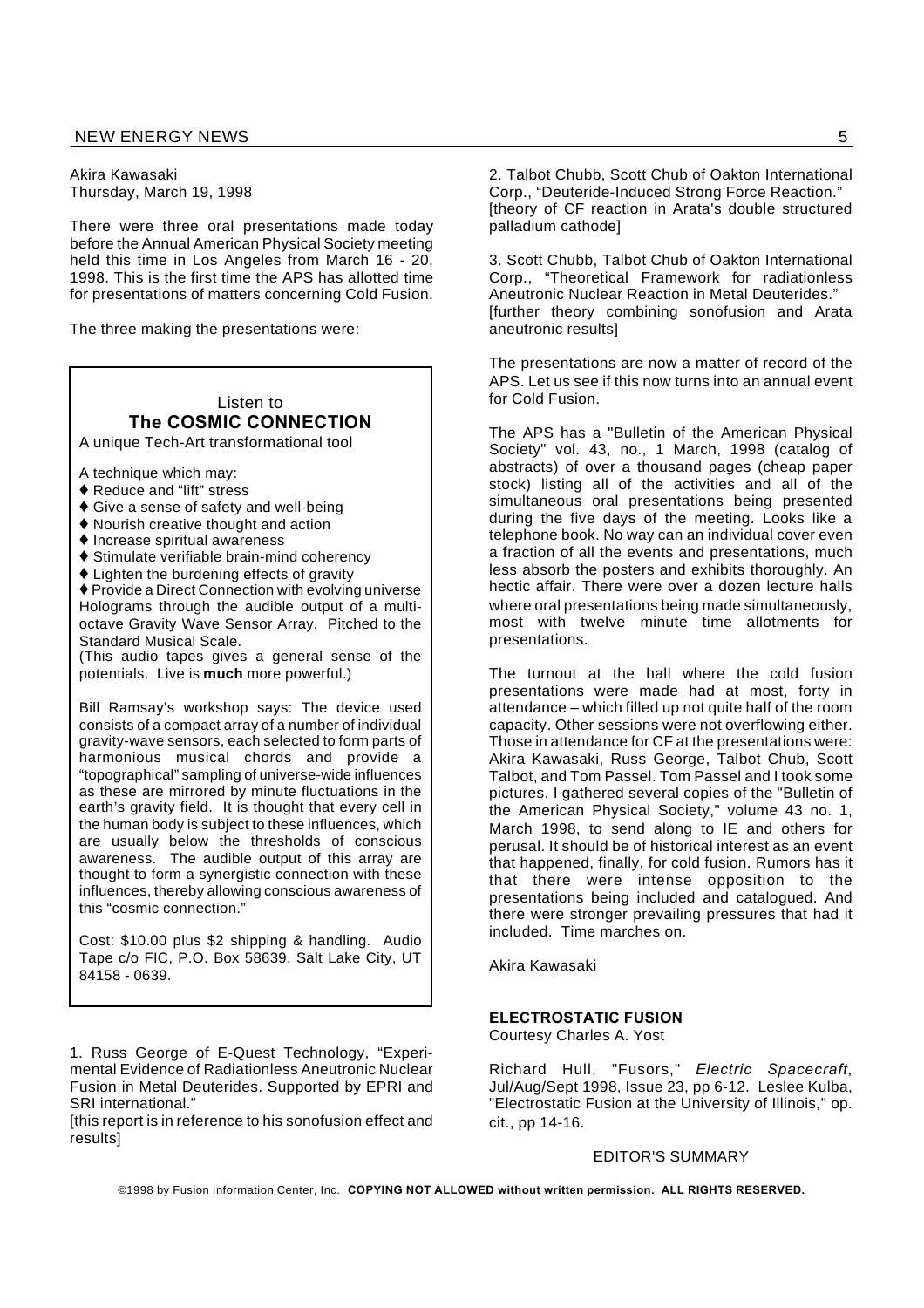Akira Kawasaki
Thursday, March 19, 1998

There were three oral presentations made today before the Annual American Physical Society meeting held this time in Los Angeles from March 16 - 20, 1998. This is the first time the APS has allotted time for presentations of matters concerning Cold Fusion.

The three making the presentations were:

1. Russ George of E-Quest Technology, "Experimental Evidence of Radiationless Aneutronic Nuclear Fusion in Metal Deuterides. Supported by EPRI and SRI international."
[this report is in reference to his sonofusion effect and results]

2. Talbot Chubb, Scott Chub of Oakton International Corp., "Deuteride-Induced Strong Force Reaction."
[theory of CF reaction in Arata's double structured palladium cathode]

3. Scott Chubb, Talbot Chub of Oakton International Corp., "Theoretical Framework for radiationless Aneutronic Nuclear Reaction in Metal Deuterides."
[further theory combining sonofusion and Arata aneutronic results]

The presentations are now a matter of record of the APS. Let us see if this now turns into an annual event for Cold Fusion.

The APS has a "Bulletin of the American Physical Society" vol. 43, no., 1 March, 1998 (catalog of abstracts) of over a thousand pages (cheap paper stock) listing all of the activities and all of the simultaneous oral presentations being presented during the five days of the meeting. Looks like a telephone book. No way can an individual cover even a fraction of all the events and presentations, much less absorb the posters and exhibits thoroughly. An hectic affair. There were over a dozen lecture halls where oral presentations being made simultaneously, most with twelve minute time allotments for presentations.

The turnout at the hall where the cold fusion presentations were made had at most, forty in attendance – which filled up not quite half of the room capacity. Other sessions were not overflowing either. Those in attendance for CF at the presentations were: Akira Kawasaki, Russ George, Talbot Chub, Scott Talbot, and Tom Passel. Tom Passel and I took some pictures. I gathered several copies of the "Bulletin of the American Physical Society," volume 43 no. 1, March 1998, to send along to IE and others for perusal. It should be of historical interest as an event that happened, finally, for cold fusion. Rumors has it that there were intense opposition to the presentations being included and catalogued. And there were stronger prevailing pressures that had it included. Time marches on.

Akira Kawasaki

---

Listen to
**The COSMIC CONNECTION**
A unique Tech-Art transformational tool

A technique which may:

- Reduce and "lift" stress
- Give a sense of safety and well-being
- Nourish creative thought and action
- Increase spiritual awareness
- Stimulate verifiable brain-mind coherency
- Lighten the burdening effects of gravity
- Provide a Direct Connection with evolving universe Holograms through the audible output of a multi-octave Gravity Wave Sensor Array. Pitched to the Standard Musical Scale.

(This audio tapes gives a general sense of the potentials. Live is **much** more powerful.)

Bill Ramsay's workshop says: The device used consists of a compact array of a number of individual gravity-wave sensors, each selected to form parts of harmonious musical chords and provide a "topographical" sampling of universe-wide influences as these are mirrored by minute fluctuations in the earth's gravity field. It is thought that every cell in the human body is subject to these influences, which are usually below the thresholds of conscious awareness. The audible output of this array are thought to form a synergistic connection with these influences, thereby allowing conscious awareness of this "cosmic connection."

Cost: $10.00 plus $2 shipping & handling. Audio Tape c/o FIC, P.O. Box 58639, Salt Lake City, UT 84158 - 0639.

---

## ELECTROSTATIC FUSION

Courtesy Charles A. Yost

Richard Hull, "Fusors," *Electric Spacecraft*, Jul/Aug/Sept 1998, Issue 23, pp 6-12. Leslee Kulba, "Electrostatic Fusion at the University of Illinois," op. cit., pp 14-16.

EDITOR'S SUMMARY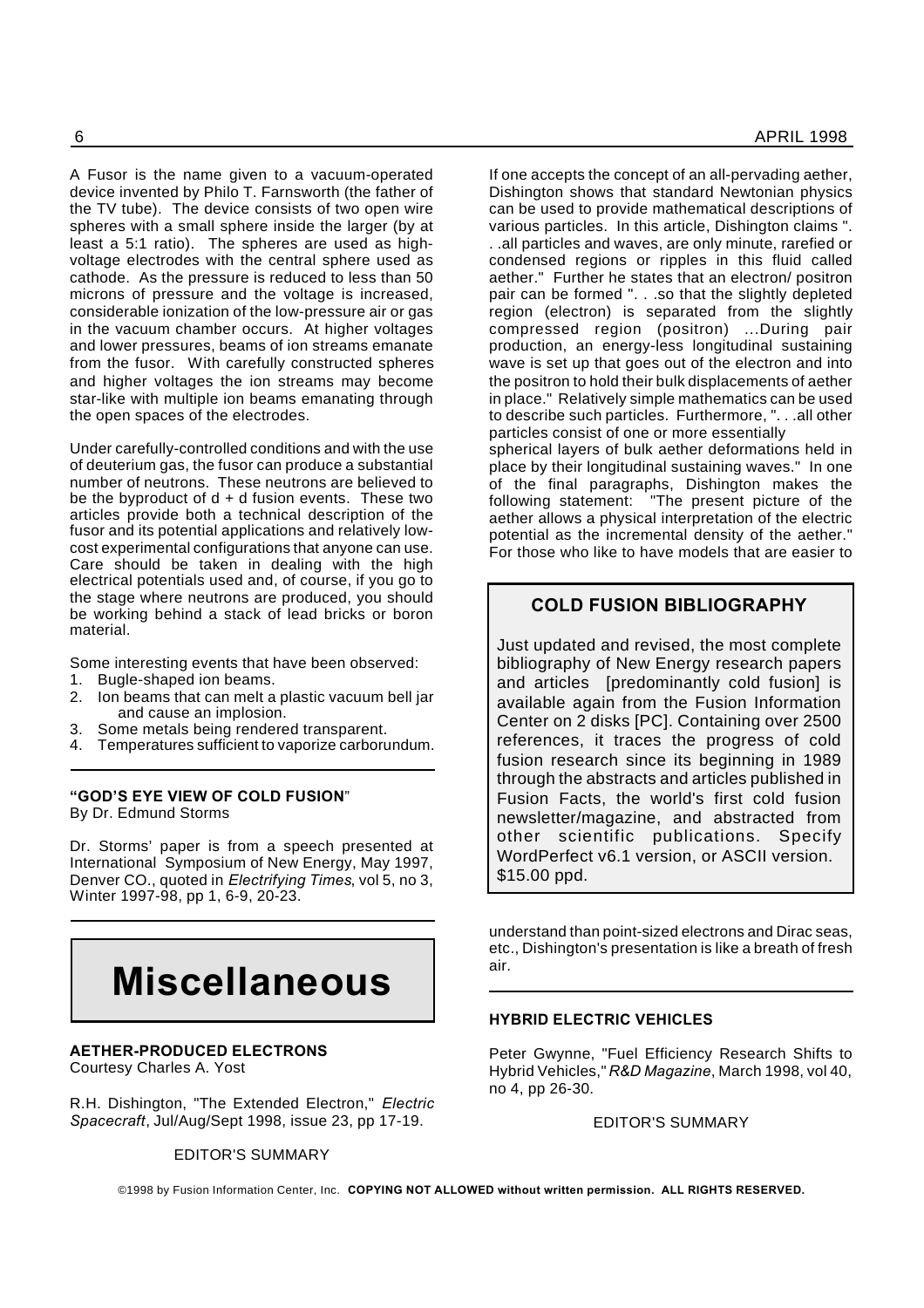A Fusor is the name given to a vacuum-operated device invented by Philo T. Farnsworth (the father of the TV tube). The device consists of two open wire spheres with a small sphere inside the larger (by at least a 5:1 ratio). The spheres are used as high-voltage electrodes with the central sphere used as cathode. As the pressure is reduced to less than 50 microns of pressure and the voltage is increased, considerable ionization of the low-pressure air or gas in the vacuum chamber occurs. At higher voltages and lower pressures, beams of ion streams emanate from the fusor. With carefully constructed spheres and higher voltages the ion streams may become star-like with multiple ion beams emanating through the open spaces of the electrodes.

Under carefully-controlled conditions and with the use of deuterium gas, the fusor can produce a substantial number of neutrons. These neutrons are believed to be the byproduct of d + d fusion events. These two articles provide both a technical description of the fusor and its potential applications and relatively low-cost experimental configurations that anyone can use. Care should be taken in dealing with the high electrical potentials used and, of course, if you go to the stage where neutrons are produced, you should be working behind a stack of lead bricks or boron material.

Some interesting events that have been observed:

1. Bugle-shaped ion beams.
2. Ion beams that can melt a plastic vacuum bell jar and cause an implosion.
3. Some metals being rendered transparent.
4. Temperatures sufficient to vaporize carborundum.

---

**"GOD'S EYE VIEW OF COLD FUSION"**
By Dr. Edmund Storms

Dr. Storms' paper is from a speech presented at International Symposium of New Energy, May 1997, Denver CO., quoted in *Electrifying Times*, vol 5, no 3, Winter 1997-98, pp 1, 6-9, 20-23.

---

# Miscellaneous

**AETHER-PRODUCED ELECTRONS**
Courtesy Charles A. Yost

R.H. Dishington, "The Extended Electron," *Electric Spacecraft*, Jul/Aug/Sept 1998, issue 23, pp 17-19.

EDITOR'S SUMMARY

If one accepts the concept of an all-pervading aether, Dishington shows that standard Newtonian physics can be used to provide mathematical descriptions of various particles. In this article, Dishington claims ". . .all particles and waves, are only minute, rarefied or condensed regions or ripples in this fluid called aether." Further he states that an electron/ positron pair can be formed ". . .so that the slightly depleted region (electron) is separated from the slightly compressed region (positron) ...During pair production, an energy-less longitudinal sustaining wave is set up that goes out of the electron and into the positron to hold their bulk displacements of aether in place." Relatively simple mathematics can be used to describe such particles. Furthermore, ". . .all other particles consist of one or more essentially spherical layers of bulk aether deformations held in place by their longitudinal sustaining waves." In one of the final paragraphs, Dishington makes the following statement: "The present picture of the aether allows a physical interpretation of the electric potential as the incremental density of the aether." For those who like to have models that are easier to understand than point-sized electrons and Dirac seas, etc., Dishington's presentation is like a breath of fresh air.

---

**COLD FUSION BIBLIOGRAPHY**

Just updated and revised, the most complete bibliography of New Energy research papers and articles [predominantly cold fusion] is available again from the Fusion Information Center on 2 disks [PC]. Containing over 2500 references, it traces the progress of cold fusion research since its beginning in 1989 through the abstracts and articles published in Fusion Facts, the world's first cold fusion newsletter/magazine, and abstracted from other scientific publications. Specify WordPerfect v6.1 version, or ASCII version. $15.00 ppd.

---

**HYBRID ELECTRIC VEHICLES**

Peter Gwynne, "Fuel Efficiency Research Shifts to Hybrid Vehicles," *R&D Magazine*, March 1998, vol 40, no 4, pp 26-30.

EDITOR'S SUMMARY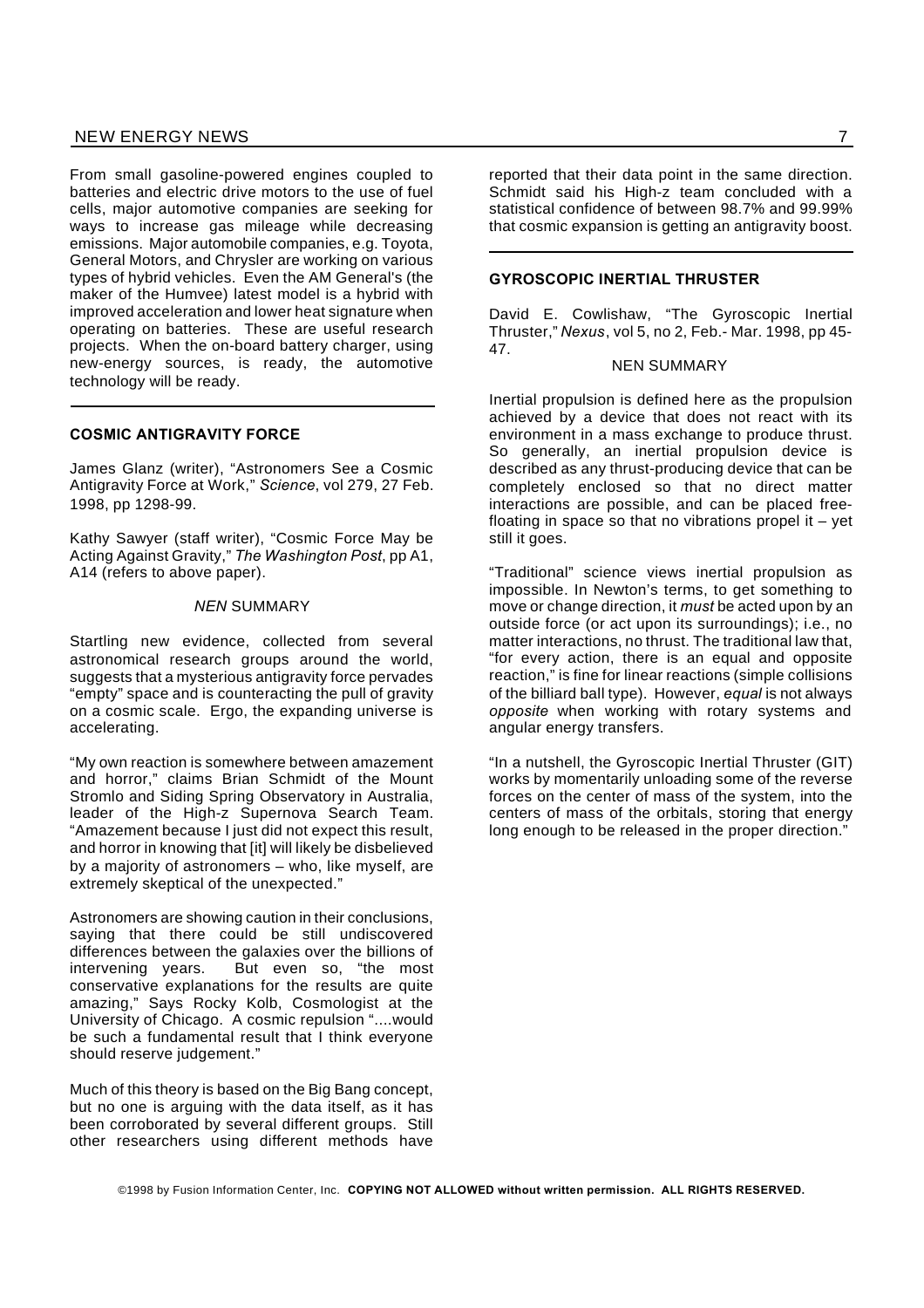From small gasoline-powered engines coupled to batteries and electric drive motors to the use of fuel cells, major automotive companies are seeking for ways to increase gas mileage while decreasing emissions. Major automobile companies, e.g. Toyota, General Motors, and Chrysler are working on various types of hybrid vehicles. Even the AM General's (the maker of the Humvee) latest model is a hybrid with improved acceleration and lower heat signature when operating on batteries. These are useful research projects. When the on-board battery charger, using new-energy sources, is ready, the automotive technology will be ready.

---

## COSMIC ANTIGRAVITY FORCE

James Glanz (writer), "Astronomers See a Cosmic Antigravity Force at Work," *Science*, vol 279, 27 Feb. 1998, pp 1298-99.

Kathy Sawyer (staff writer), "Cosmic Force May be Acting Against Gravity," *The Washington Post*, pp A1, A14 (refers to above paper).

*NEN* SUMMARY

Startling new evidence, collected from several astronomical research groups around the world, suggests that a mysterious antigravity force pervades "empty" space and is counteracting the pull of gravity on a cosmic scale. Ergo, the expanding universe is accelerating.

"My own reaction is somewhere between amazement and horror," claims Brian Schmidt of the Mount Stromlo and Siding Spring Observatory in Australia, leader of the High-z Supernova Search Team. "Amazement because I just did not expect this result, and horror in knowing that [it] will likely be disbelieved by a majority of astronomers – who, like myself, are extremely skeptical of the unexpected."

Astronomers are showing caution in their conclusions, saying that there could be still undiscovered differences between the galaxies over the billions of intervening years. But even so, "the most conservative explanations for the results are quite amazing," Says Rocky Kolb, Cosmologist at the University of Chicago. A cosmic repulsion "....would be such a fundamental result that I think everyone should reserve judgement."

Much of this theory is based on the Big Bang concept, but no one is arguing with the data itself, as it has been corroborated by several different groups. Still other researchers using different methods have reported that their data point in the same direction. Schmidt said his High-z team concluded with a statistical confidence of between 98.7% and 99.99% that cosmic expansion is getting an antigravity boost.

---

## GYROSCOPIC INERTIAL THRUSTER

David E. Cowlishaw, "The Gyroscopic Inertial Thruster," *Nexus*, vol 5, no 2, Feb.- Mar. 1998, pp 45-47.

NEN SUMMARY

Inertial propulsion is defined here as the propulsion achieved by a device that does not react with its environment in a mass exchange to produce thrust. So generally, an inertial propulsion device is described as any thrust-producing device that can be completely enclosed so that no direct matter interactions are possible, and can be placed free-floating in space so that no vibrations propel it – yet still it goes.

"Traditional" science views inertial propulsion as impossible. In Newton's terms, to get something to move or change direction, it *must* be acted upon by an outside force (or act upon its surroundings); i.e., no matter interactions, no thrust. The traditional law that, "for every action, there is an equal and opposite reaction," is fine for linear reactions (simple collisions of the billiard ball type). However, *equal* is not always *opposite* when working with rotary systems and angular energy transfers.

"In a nutshell, the Gyroscopic Inertial Thruster (GIT) works by momentarily unloading some of the reverse forces on the center of mass of the system, into the centers of mass of the orbitals, storing that energy long enough to be released in the proper direction."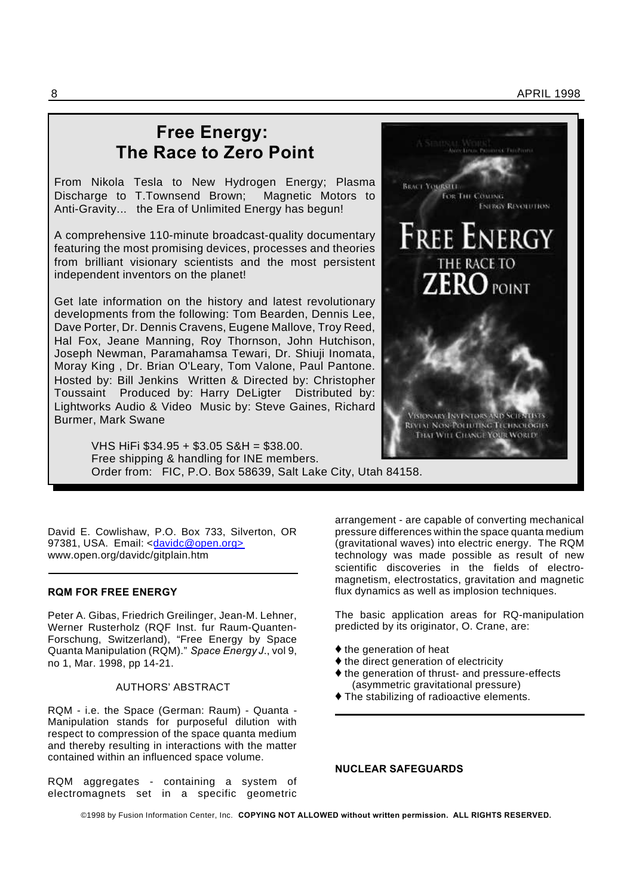## Free Energy: The Race to Zero Point

From Nikola Tesla to New Hydrogen Energy; Plasma Discharge to T.Townsend Brown; Magnetic Motors to Anti-Gravity... the Era of Unlimited Energy has begun!

A comprehensive 110-minute broadcast-quality documentary featuring the most promising devices, processes and theories from brilliant visionary scientists and the most persistent independent inventors on the planet!

Get late information on the history and latest revolutionary developments from the following: Tom Bearden, Dennis Lee, Dave Porter, Dr. Dennis Cravens, Eugene Mallove, Troy Reed, Hal Fox, Jeane Manning, Roy Thornson, John Hutchison, Joseph Newman, Paramahamsa Tewari, Dr. Shiuji Inomata, Moray King , Dr. Brian O'Leary, Tom Valone, Paul Pantone. Hosted by: Bill Jenkins Written & Directed by: Christopher Toussaint Produced by: Harry DeLigter Distributed by: Lightworks Audio & Video Music by: Steve Gaines, Richard Burmer, Mark Swane

VHS HiFi $34.95 + $3.05 S&H = $38.00.
Free shipping & handling for INE members.
Order from: FIC, P.O. Box 58639, Salt Lake City, Utah 84158.

David E. Cowlishaw, P.O. Box 733, Silverton, OR 97381, USA. Email: <davidc@open.org>
www.open.org/davidc/gitplain.htm

---

### RQM FOR FREE ENERGY

Peter A. Gibas, Friedrich Greilinger, Jean-M. Lehner, Werner Rusterholz (RQF Inst. fur Raum-Quanten-Forschung, Switzerland), "Free Energy by Space Quanta Manipulation (RQM)." *Space Energy J.*, vol 9, no 1, Mar. 1998, pp 14-21.

AUTHORS' ABSTRACT

RQM - i.e. the Space (German: Raum) - Quanta - Manipulation stands for purposeful dilution with respect to compression of the space quanta medium and thereby resulting in interactions with the matter contained within an influenced space volume.

RQM aggregates - containing a system of electromagnets set in a specific geometric arrangement - are capable of converting mechanical pressure differences within the space quanta medium (gravitational waves) into electric energy. The RQM technology was made possible as result of new scientific discoveries in the fields of electro-magnetism, electrostatics, gravitation and magnetic flux dynamics as well as implosion techniques.

The basic application areas for RQ-manipulation predicted by its originator, O. Crane, are:

- the generation of heat
- the direct generation of electricity
- the generation of thrust- and pressure-effects (asymmetric gravitational pressure)
- The stabilizing of radioactive elements.

---

### NUCLEAR SAFEGUARDS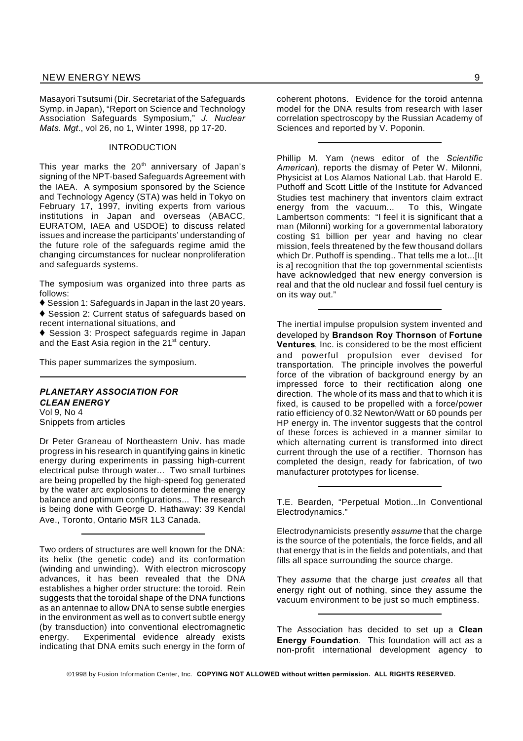Masayori Tsutsumi (Dir. Secretariat of the Safeguards Symp. in Japan), "Report on Science and Technology Association Safeguards Symposium," *J. Nuclear Mats. Mgt*., vol 26, no 1, Winter 1998, pp 17-20.

INTRODUCTION

This year marks the 20th anniversary of Japan's signing of the NPT-based Safeguards Agreement with the IAEA. A symposium sponsored by the Science and Technology Agency (STA) was held in Tokyo on February 17, 1997, inviting experts from various institutions in Japan and overseas (ABACC, EURATOM, IAEA and USDOE) to discuss related issues and increase the participants' understanding of the future role of the safeguards regime amid the changing circumstances for nuclear nonproliferation and safeguards systems.

The symposium was organized into three parts as follows:

- ♦ Session 1: Safeguards in Japan in the last 20 years.
- ♦ Session 2: Current status of safeguards based on recent international situations, and
- ♦ Session 3: Prospect safeguards regime in Japan and the East Asia region in the 21st century.

This paper summarizes the symposium.

---

***PLANETARY ASSOCIATION FOR CLEAN ENERGY***
Vol 9, No 4
Snippets from articles

Dr Peter Graneau of Northeastern Univ. has made progress in his research in quantifying gains in kinetic energy during experiments in passing high-current electrical pulse through water... Two small turbines are being propelled by the high-speed fog generated by the water arc explosions to determine the energy balance and optimum configurations... The research is being done with George D. Hathaway: 39 Kendal Ave., Toronto, Ontario M5R 1L3 Canada.

---

Two orders of structures are well known for the DNA: its helix (the genetic code) and its conformation (winding and unwinding). With electron microscopy advances, it has been revealed that the DNA establishes a higher order structure: the toroid. Rein suggests that the toroidal shape of the DNA functions as an antennae to allow DNA to sense subtle energies in the environment as well as to convert subtle energy (by transduction) into conventional electromagnetic energy. Experimental evidence already exists indicating that DNA emits such energy in the form of coherent photons. Evidence for the toroid antenna model for the DNA results from research with laser correlation spectroscopy by the Russian Academy of Sciences and reported by V. Poponin.

---

Phillip M. Yam (news editor of the *Scientific American*), reports the dismay of Peter W. Milonni, Physicist at Los Alamos National Lab. that Harold E. Puthoff and Scott Little of the Institute for Advanced Studies test machinery that inventors claim extract energy from the vacuum... To this, Wingate Lambertson comments: "I feel it is significant that a man (Milonni) working for a governmental laboratory costing $1 billion per year and having no clear mission, feels threatened by the few thousand dollars which Dr. Puthoff is spending.. That tells me a lot...[It is a] recognition that the top governmental scientists have acknowledged that new energy conversion is real and that the old nuclear and fossil fuel century is on its way out."

---

The inertial impulse propulsion system invented and developed by **Brandson Roy Thornson** of **Fortune Ventures**, Inc. is considered to be the most efficient and powerful propulsion ever devised for transportation. The principle involves the powerful force of the vibration of background energy by an impressed force to their rectification along one direction. The whole of its mass and that to which it is fixed, is caused to be propelled with a force/power ratio efficiency of 0.32 Newton/Watt or 60 pounds per HP energy in. The inventor suggests that the control of these forces is achieved in a manner similar to which alternating current is transformed into direct current through the use of a rectifier. Thornson has completed the design, ready for fabrication, of two manufacturer prototypes for license.

---

T.E. Bearden, "Perpetual Motion...In Conventional Electrodynamics."

Electrodynamicists presently *assume* that the charge is the source of the potentials, the force fields, and all that energy that is in the fields and potentials, and that fills all space surrounding the source charge.

They *assume* that the charge just *creates* all that energy right out of nothing, since they assume the vacuum environment to be just so much emptiness.

---

The Association has decided to set up a **Clean Energy Foundation**. This foundation will act as a non-profit international development agency to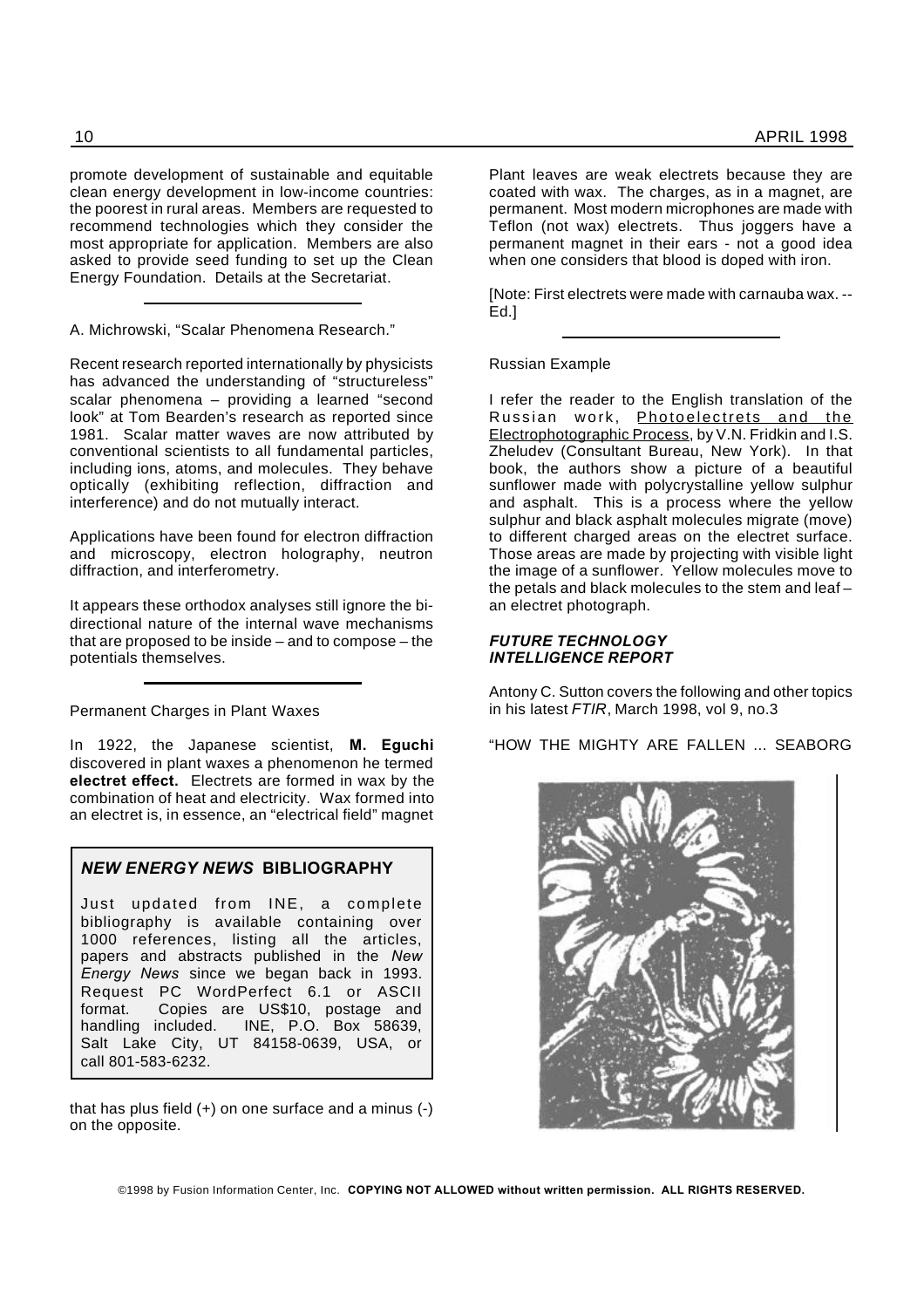promote development of sustainable and equitable clean energy development in low-income countries: the poorest in rural areas. Members are requested to recommend technologies which they consider the most appropriate for application. Members are also asked to provide seed funding to set up the Clean Energy Foundation. Details at the Secretariat.

---

A. Michrowski, "Scalar Phenomena Research."

Recent research reported internationally by physicists has advanced the understanding of "structureless" scalar phenomena – providing a learned "second look" at Tom Bearden's research as reported since 1981. Scalar matter waves are now attributed by conventional scientists to all fundamental particles, including ions, atoms, and molecules. They behave optically (exhibiting reflection, diffraction and interference) and do not mutually interact.

Applications have been found for electron diffraction and microscopy, electron holography, neutron diffraction, and interferometry.

It appears these orthodox analyses still ignore the bi-directional nature of the internal wave mechanisms that are proposed to be inside – and to compose – the potentials themselves.

---

Permanent Charges in Plant Waxes

In 1922, the Japanese scientist, **M. Eguchi** discovered in plant waxes a phenomenon he termed **electret effect.** Electrets are formed in wax by the combination of heat and electricity. Wax formed into an electret is, in essence, an "electrical field" magnet that has plus field (+) on one surface and a minus (-) on the opposite.

> ### *NEW ENERGY NEWS* BIBLIOGRAPHY
>
> Just updated from INE, a complete bibliography is available containing over 1000 references, listing all the articles, papers and abstracts published in the *New Energy News* since we began back in 1993. Request PC WordPerfect 6.1 or ASCII format. Copies are US$10, postage and handling included. INE, P.O. Box 58639, Salt Lake City, UT 84158-0639, USA, or call 801-583-6232.

Plant leaves are weak electrets because they are coated with wax. The charges, as in a magnet, are permanent. Most modern microphones are made with Teflon (not wax) electrets. Thus joggers have a permanent magnet in their ears - not a good idea when one considers that blood is doped with iron.

[Note: First electrets were made with carnauba wax. --Ed.]

---

Russian Example

I refer the reader to the English translation of the Russian work, Photoelectrets and the Electrophotographic Process, by V.N. Fridkin and I.S. Zheludev (Consultant Bureau, New York). In that book, the authors show a picture of a beautiful sunflower made with polycrystalline yellow sulphur and asphalt. This is a process where the yellow sulphur and black asphalt molecules migrate (move) to different charged areas on the electret surface. Those areas are made by projecting with visible light the image of a sunflower. Yellow molecules move to the petals and black molecules to the stem and leaf – an electret photograph.

### *FUTURE TECHNOLOGY INTELLIGENCE REPORT*

Antony C. Sutton covers the following and other topics in his latest *FTIR*, March 1998, vol 9, no.3

"HOW THE MIGHTY ARE FALLEN ... SEABORG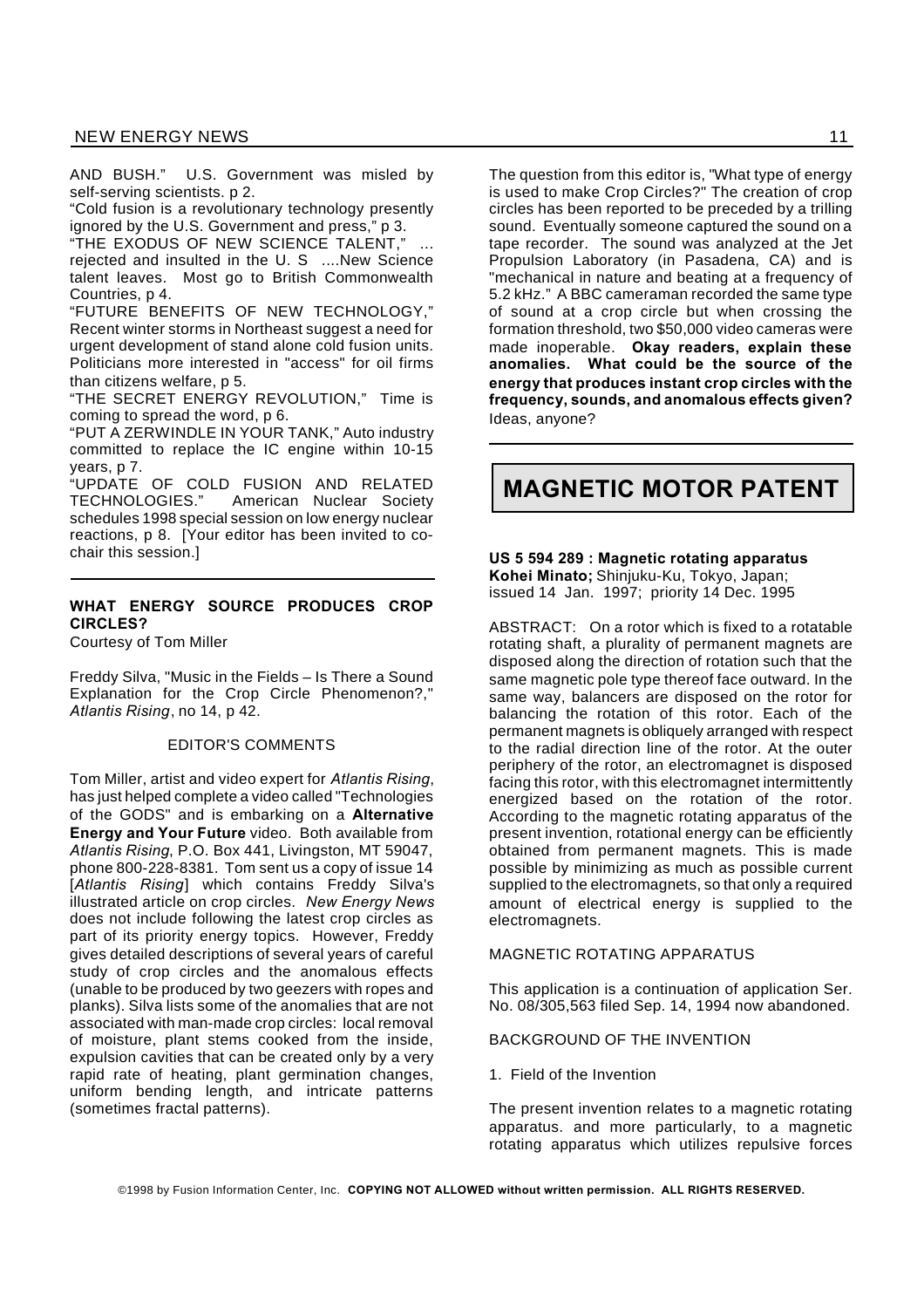AND BUSH." U.S. Government was misled by self-serving scientists. p 2.

"Cold fusion is a revolutionary technology presently ignored by the U.S. Government and press," p 3.

"THE EXODUS OF NEW SCIENCE TALENT," ... rejected and insulted in the U. S ....New Science talent leaves. Most go to British Commonwealth Countries, p 4.

"FUTURE BENEFITS OF NEW TECHNOLOGY," Recent winter storms in Northeast suggest a need for urgent development of stand alone cold fusion units. Politicians more interested in "access" for oil firms than citizens welfare, p 5.

"THE SECRET ENERGY REVOLUTION," Time is coming to spread the word, p 6.

"PUT A ZERWINDLE IN YOUR TANK," Auto industry committed to replace the IC engine within 10-15 years, p 7.

"UPDATE OF COLD FUSION AND RELATED TECHNOLOGIES." American Nuclear Society schedules 1998 special session on low energy nuclear reactions, p 8. [Your editor has been invited to co-chair this session.]

---

### WHAT ENERGY SOURCE PRODUCES CROP CIRCLES?

Courtesy of Tom Miller

Freddy Silva, "Music in the Fields – Is There a Sound Explanation for the Crop Circle Phenomenon?," *Atlantis Rising*, no 14, p 42.

EDITOR'S COMMENTS

Tom Miller, artist and video expert for *Atlantis Rising*, has just helped complete a video called "Technologies of the GODS" and is embarking on a **Alternative Energy and Your Future** video. Both available from *Atlantis Rising*, P.O. Box 441, Livingston, MT 59047, phone 800-228-8381. Tom sent us a copy of issue 14 [*Atlantis Rising*] which contains Freddy Silva's illustrated article on crop circles. *New Energy News* does not include following the latest crop circles as part of its priority energy topics. However, Freddy gives detailed descriptions of several years of careful study of crop circles and the anomalous effects (unable to be produced by two geezers with ropes and planks). Silva lists some of the anomalies that are not associated with man-made crop circles: local removal of moisture, plant stems cooked from the inside, expulsion cavities that can be created only by a very rapid rate of heating, plant germination changes, uniform bending length, and intricate patterns (sometimes fractal patterns).

The question from this editor is, "What type of energy is used to make Crop Circles?" The creation of crop circles has been reported to be preceded by a trilling sound. Eventually someone captured the sound on a tape recorder. The sound was analyzed at the Jet Propulsion Laboratory (in Pasadena, CA) and is "mechanical in nature and beating at a frequency of 5.2 kHz." A BBC cameraman recorded the same type of sound at a crop circle but when crossing the formation threshold, two $50,000 video cameras were made inoperable. **Okay readers, explain these anomalies. What could be the source of the energy that produces instant crop circles with the frequency, sounds, and anomalous effects given?** Ideas, anyone?

---

## MAGNETIC MOTOR PATENT

**US 5 594 289 : Magnetic rotating apparatus**
**Kohei Minato;** Shinjuku-Ku, Tokyo, Japan; issued 14 Jan. 1997; priority 14 Dec. 1995

ABSTRACT: On a rotor which is fixed to a rotatable rotating shaft, a plurality of permanent magnets are disposed along the direction of rotation such that the same magnetic pole type thereof face outward. In the same way, balancers are disposed on the rotor for balancing the rotation of this rotor. Each of the permanent magnets is obliquely arranged with respect to the radial direction line of the rotor. At the outer periphery of the rotor, an electromagnet is disposed facing this rotor, with this electromagnet intermittently energized based on the rotation of the rotor. According to the magnetic rotating apparatus of the present invention, rotational energy can be efficiently obtained from permanent magnets. This is made possible by minimizing as much as possible current supplied to the electromagnets, so that only a required amount of electrical energy is supplied to the electromagnets.

MAGNETIC ROTATING APPARATUS

This application is a continuation of application Ser. No. 08/305,563 filed Sep. 14, 1994 now abandoned.

BACKGROUND OF THE INVENTION

1. Field of the Invention

The present invention relates to a magnetic rotating apparatus. and more particularly, to a magnetic rotating apparatus which utilizes repulsive forces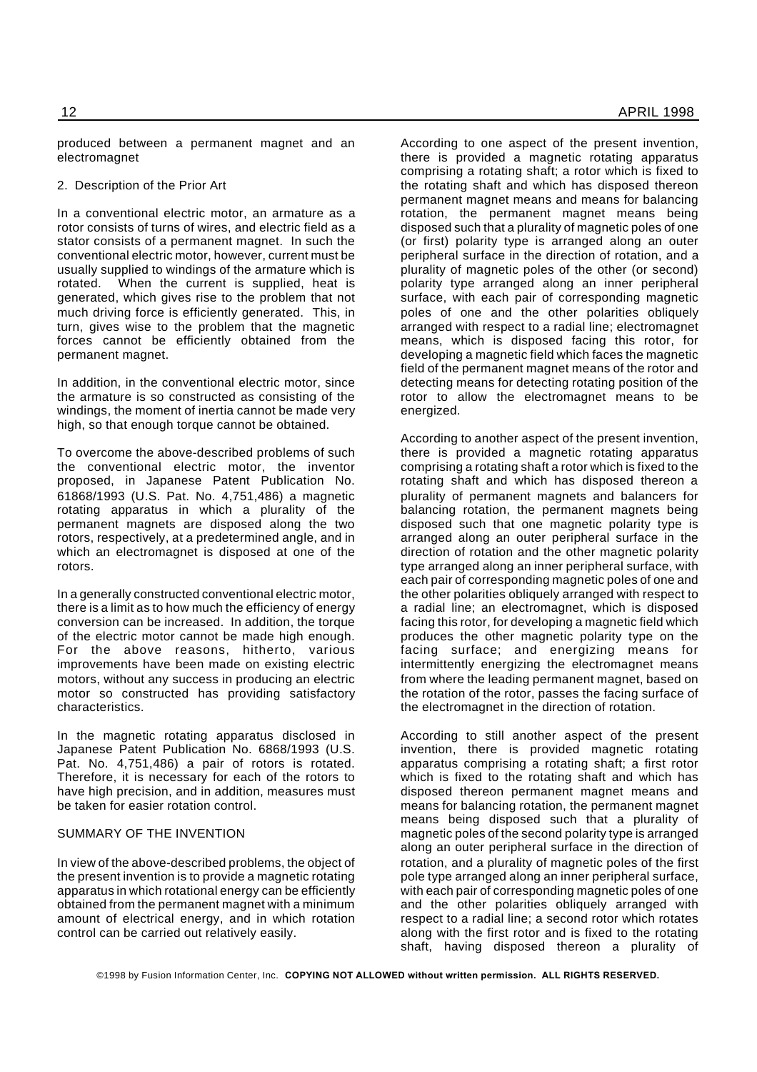produced between a permanent magnet and an electromagnet

2. Description of the Prior Art

In a conventional electric motor, an armature as a rotor consists of turns of wires, and electric field as a stator consists of a permanent magnet. In such the conventional electric motor, however, current must be usually supplied to windings of the armature which is rotated. When the current is supplied, heat is generated, which gives rise to the problem that not much driving force is efficiently generated. This, in turn, gives wise to the problem that the magnetic forces cannot be efficiently obtained from the permanent magnet.

In addition, in the conventional electric motor, since the armature is so constructed as consisting of the windings, the moment of inertia cannot be made very high, so that enough torque cannot be obtained.

To overcome the above-described problems of such the conventional electric motor, the inventor proposed, in Japanese Patent Publication No. 61868/1993 (U.S. Pat. No. 4,751,486) a magnetic rotating apparatus in which a plurality of the permanent magnets are disposed along the two rotors, respectively, at a predetermined angle, and in which an electromagnet is disposed at one of the rotors.

In a generally constructed conventional electric motor, there is a limit as to how much the efficiency of energy conversion can be increased. In addition, the torque of the electric motor cannot be made high enough. For the above reasons, hitherto, various improvements have been made on existing electric motors, without any success in producing an electric motor so constructed has providing satisfactory characteristics.

In the magnetic rotating apparatus disclosed in Japanese Patent Publication No. 6868/1993 (U.S. Pat. No. 4,751,486) a pair of rotors is rotated. Therefore, it is necessary for each of the rotors to have high precision, and in addition, measures must be taken for easier rotation control.

SUMMARY OF THE INVENTION

In view of the above-described problems, the object of the present invention is to provide a magnetic rotating apparatus in which rotational energy can be efficiently obtained from the permanent magnet with a minimum amount of electrical energy, and in which rotation control can be carried out relatively easily.

According to one aspect of the present invention, there is provided a magnetic rotating apparatus comprising a rotating shaft; a rotor which is fixed to the rotating shaft and which has disposed thereon permanent magnet means and means for balancing rotation, the permanent magnet means being disposed such that a plurality of magnetic poles of one (or first) polarity type is arranged along an outer peripheral surface in the direction of rotation, and a plurality of magnetic poles of the other (or second) polarity type arranged along an inner peripheral surface, with each pair of corresponding magnetic poles of one and the other polarities obliquely arranged with respect to a radial line; electromagnet means, which is disposed facing this rotor, for developing a magnetic field which faces the magnetic field of the permanent magnet means of the rotor and detecting means for detecting rotating position of the rotor to allow the electromagnet means to be energized.

According to another aspect of the present invention, there is provided a magnetic rotating apparatus comprising a rotating shaft a rotor which is fixed to the rotating shaft and which has disposed thereon a plurality of permanent magnets and balancers for balancing rotation, the permanent magnets being disposed such that one magnetic polarity type is arranged along an outer peripheral surface in the direction of rotation and the other magnetic polarity type arranged along an inner peripheral surface, with each pair of corresponding magnetic poles of one and the other polarities obliquely arranged with respect to a radial line; an electromagnet, which is disposed facing this rotor, for developing a magnetic field which produces the other magnetic polarity type on the facing surface; and energizing means for intermittently energizing the electromagnet means from where the leading permanent magnet, based on the rotation of the rotor, passes the facing surface of the electromagnet in the direction of rotation.

According to still another aspect of the present invention, there is provided magnetic rotating apparatus comprising a rotating shaft; a first rotor which is fixed to the rotating shaft and which has disposed thereon permanent magnet means and means for balancing rotation, the permanent magnet means being disposed such that a plurality of magnetic poles of the second polarity type is arranged along an outer peripheral surface in the direction of rotation, and a plurality of magnetic poles of the first pole type arranged along an inner peripheral surface, with each pair of corresponding magnetic poles of one and the other polarities obliquely arranged with respect to a radial line; a second rotor which rotates along with the first rotor and is fixed to the rotating shaft, having disposed thereon a plurality of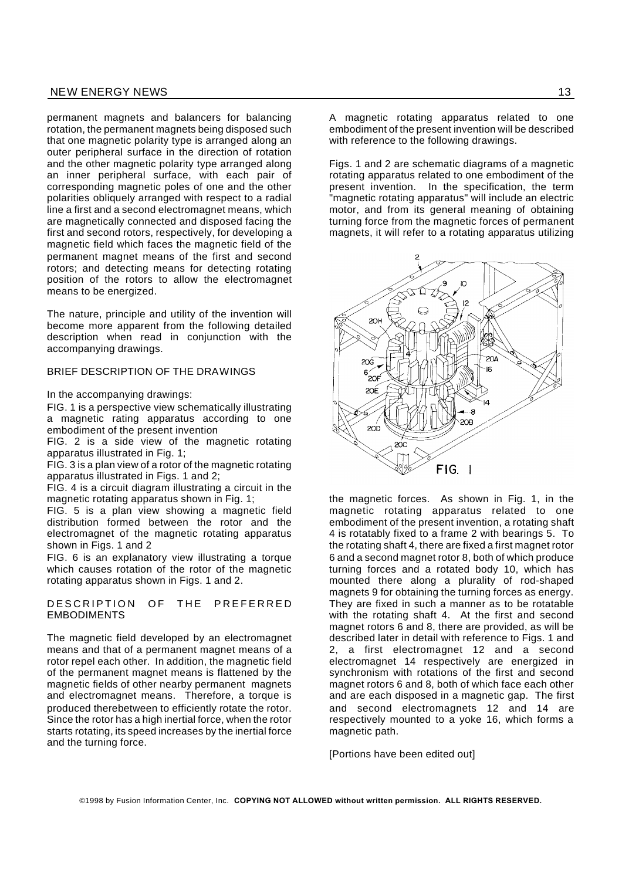permanent magnets and balancers for balancing rotation, the permanent magnets being disposed such that one magnetic polarity type is arranged along an outer peripheral surface in the direction of rotation and the other magnetic polarity type arranged along an inner peripheral surface, with each pair of corresponding magnetic poles of one and the other polarities obliquely arranged with respect to a radial line a first and a second electromagnet means, which are magnetically connected and disposed facing the first and second rotors, respectively, for developing a magnetic field which faces the magnetic field of the permanent magnet means of the first and second rotors; and detecting means for detecting rotating position of the rotors to allow the electromagnet means to be energized.

The nature, principle and utility of the invention will become more apparent from the following detailed description when read in conjunction with the accompanying drawings.

BRIEF DESCRIPTION OF THE DRAWINGS

In the accompanying drawings:

FIG. 1 is a perspective view schematically illustrating a magnetic rating apparatus according to one embodiment of the present invention

FIG. 2 is a side view of the magnetic rotating apparatus illustrated in Fig. 1;

FIG. 3 is a plan view of a rotor of the magnetic rotating apparatus illustrated in Figs. 1 and 2;

FIG. 4 is a circuit diagram illustrating a circuit in the magnetic rotating apparatus shown in Fig. 1;

FIG. 5 is a plan view showing a magnetic field distribution formed between the rotor and the electromagnet of the magnetic rotating apparatus shown in Figs. 1 and 2

FIG. 6 is an explanatory view illustrating a torque which causes rotation of the rotor of the magnetic rotating apparatus shown in Figs. 1 and 2.

DESCRIPTION OF THE PREFERRED EMBODIMENTS

The magnetic field developed by an electromagnet means and that of a permanent magnet means of a rotor repel each other. In addition, the magnetic field of the permanent magnet means is flattened by the magnetic fields of other nearby permanent magnets and electromagnet means. Therefore, a torque is produced therebetween to efficiently rotate the rotor. Since the rotor has a high inertial force, when the rotor starts rotating, its speed increases by the inertial force and the turning force.

A magnetic rotating apparatus related to one embodiment of the present invention will be described with reference to the following drawings.

Figs. 1 and 2 are schematic diagrams of a magnetic rotating apparatus related to one embodiment of the present invention. In the specification, the term "magnetic rotating apparatus" will include an electric motor, and from its general meaning of obtaining turning force from the magnetic forces of permanent magnets, it will refer to a rotating apparatus utilizing the magnetic forces. As shown in Fig. 1, in the magnetic rotating apparatus related to one embodiment of the present invention, a rotating shaft 4 is rotatably fixed to a frame 2 with bearings 5. To the rotating shaft 4, there are fixed a first magnet rotor 6 and a second magnet rotor 8, both of which produce turning forces and a rotated body 10, which has mounted there along a plurality of rod-shaped magnets 9 for obtaining the turning forces as energy. They are fixed in such a manner as to be rotatable with the rotating shaft 4. At the first and second magnet rotors 6 and 8, there are provided, as will be described later in detail with reference to Figs. 1 and 2, a first electromagnet 12 and a second electromagnet 14 respectively are energized in synchronism with rotations of the first and second magnet rotors 6 and 8, both of which face each other and are each disposed in a magnetic gap. The first and second electromagnets 12 and 14 are respectively mounted to a yoke 16, which forms a magnetic path.

FIG. 1

[Portions have been edited out]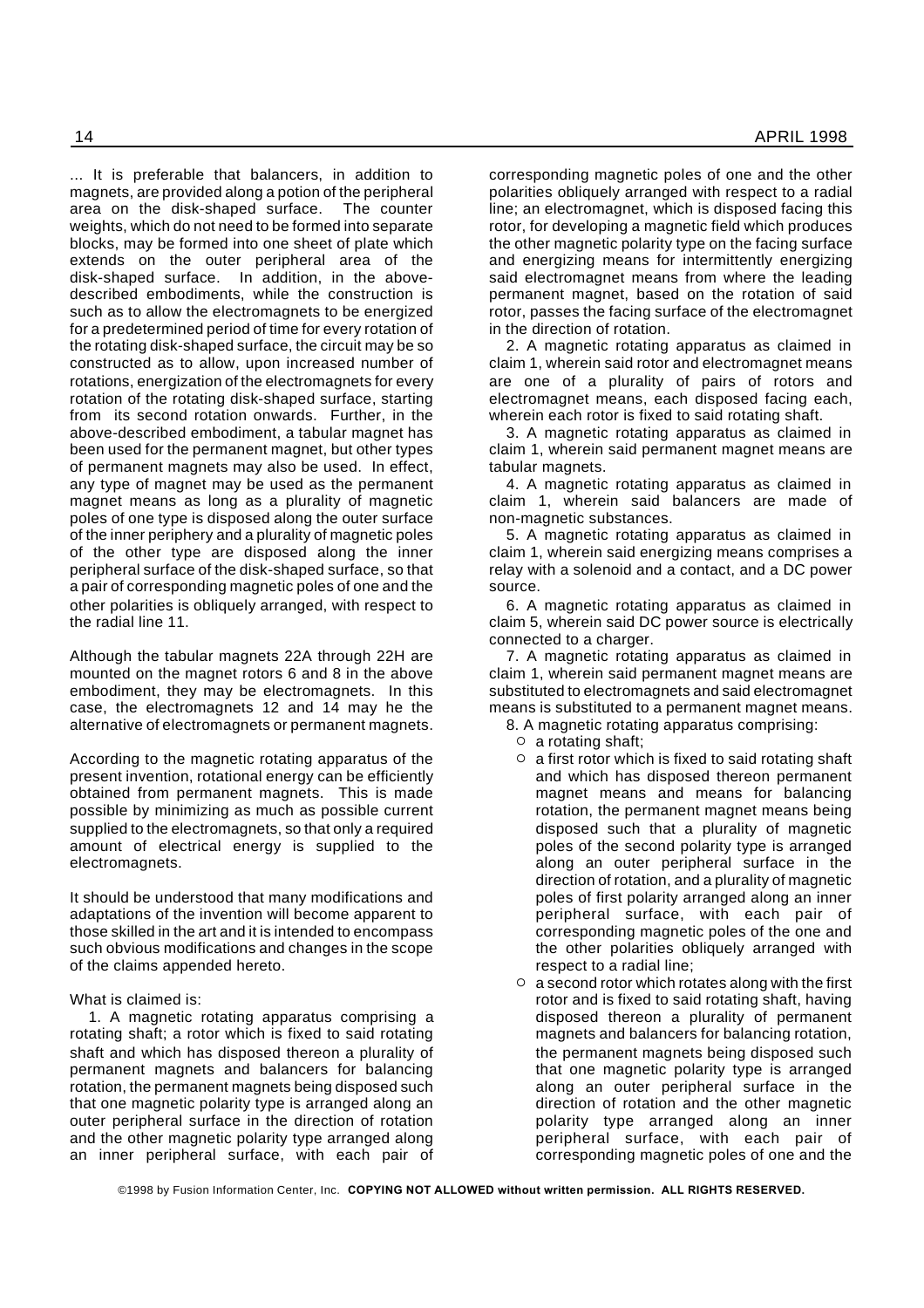... It is preferable that balancers, in addition to magnets, are provided along a potion of the peripheral area on the disk-shaped surface. The counter weights, which do not need to be formed into separate blocks, may be formed into one sheet of plate which extends on the outer peripheral area of the disk-shaped surface. In addition, in the above-described embodiments, while the construction is such as to allow the electromagnets to be energized for a predetermined period of time for every rotation of the rotating disk-shaped surface, the circuit may be so constructed as to allow, upon increased number of rotations, energization of the electromagnets for every rotation of the rotating disk-shaped surface, starting from its second rotation onwards. Further, in the above-described embodiment, a tabular magnet has been used for the permanent magnet, but other types of permanent magnets may also be used. In effect, any type of magnet may be used as the permanent magnet means as long as a plurality of magnetic poles of one type is disposed along the outer surface of the inner periphery and a plurality of magnetic poles of the other type are disposed along the inner peripheral surface of the disk-shaped surface, so that a pair of corresponding magnetic poles of one and the other polarities is obliquely arranged, with respect to the radial line 11.

Although the tabular magnets 22A through 22H are mounted on the magnet rotors 6 and 8 in the above embodiment, they may be electromagnets. In this case, the electromagnets 12 and 14 may he the alternative of electromagnets or permanent magnets.

According to the magnetic rotating apparatus of the present invention, rotational energy can be efficiently obtained from permanent magnets. This is made possible by minimizing as much as possible current supplied to the electromagnets, so that only a required amount of electrical energy is supplied to the electromagnets.

It should be understood that many modifications and adaptations of the invention will become apparent to those skilled in the art and it is intended to encompass such obvious modifications and changes in the scope of the claims appended hereto.

What is claimed is:

1. A magnetic rotating apparatus comprising a rotating shaft; a rotor which is fixed to said rotating shaft and which has disposed thereon a plurality of permanent magnets and balancers for balancing rotation, the permanent magnets being disposed such that one magnetic polarity type is arranged along an outer peripheral surface in the direction of rotation and the other magnetic polarity type arranged along an inner peripheral surface, with each pair of corresponding magnetic poles of one and the other polarities obliquely arranged with respect to a radial line; an electromagnet, which is disposed facing this rotor, for developing a magnetic field which produces the other magnetic polarity type on the facing surface and energizing means for intermittently energizing said electromagnet means from where the leading permanent magnet, based on the rotation of said rotor, passes the facing surface of the electromagnet in the direction of rotation.

2. A magnetic rotating apparatus as claimed in claim 1, wherein said rotor and electromagnet means are one of a plurality of pairs of rotors and electromagnet means, each disposed facing each, wherein each rotor is fixed to said rotating shaft.

3. A magnetic rotating apparatus as claimed in claim 1, wherein said permanent magnet means are tabular magnets.

4. A magnetic rotating apparatus as claimed in claim 1, wherein said balancers are made of non-magnetic substances.

5. A magnetic rotating apparatus as claimed in claim 1, wherein said energizing means comprises a relay with a solenoid and a contact, and a DC power source.

6. A magnetic rotating apparatus as claimed in claim 5, wherein said DC power source is electrically connected to a charger.

7. A magnetic rotating apparatus as claimed in claim 1, wherein said permanent magnet means are substituted to electromagnets and said electromagnet means is substituted to a permanent magnet means.

8. A magnetic rotating apparatus comprising:

- a rotating shaft;
- a first rotor which is fixed to said rotating shaft and which has disposed thereon permanent magnet means and means for balancing rotation, the permanent magnet means being disposed such that a plurality of magnetic poles of the second polarity type is arranged along an outer peripheral surface in the direction of rotation, and a plurality of magnetic poles of first polarity arranged along an inner peripheral surface, with each pair of corresponding magnetic poles of the one and the other polarities obliquely arranged with respect to a radial line;
- a second rotor which rotates along with the first rotor and is fixed to said rotating shaft, having disposed thereon a plurality of permanent magnets and balancers for balancing rotation, the permanent magnets being disposed such that one magnetic polarity type is arranged along an outer peripheral surface in the direction of rotation and the other magnetic polarity type arranged along an inner peripheral surface, with each pair of corresponding magnetic poles of one and the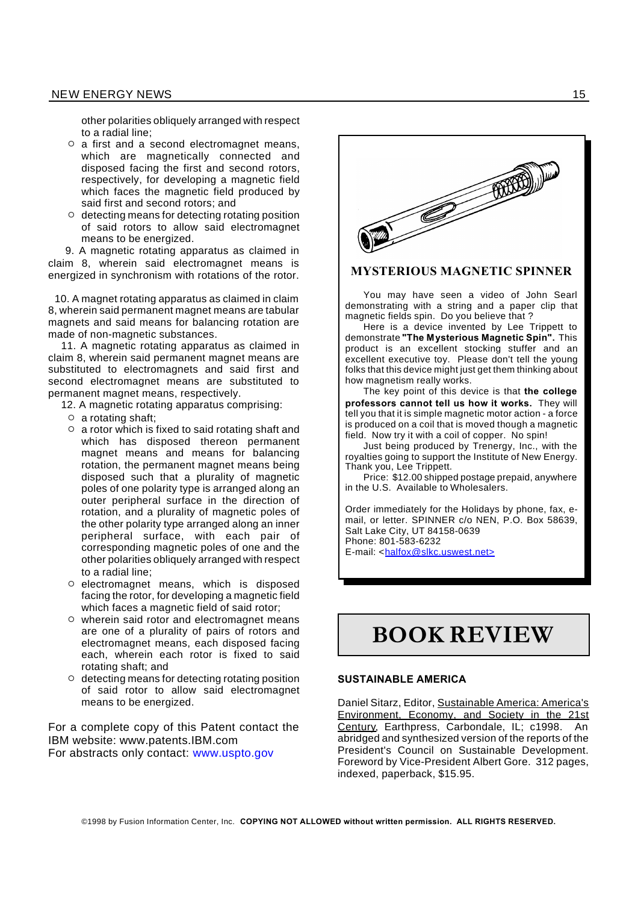other polarities obliquely arranged with respect to a radial line;

- a first and a second electromagnet means, which are magnetically connected and disposed facing the first and second rotors, respectively, for developing a magnetic field which faces the magnetic field produced by said first and second rotors; and
- detecting means for detecting rotating position of said rotors to allow said electromagnet means to be energized.

9. A magnetic rotating apparatus as claimed in claim 8, wherein said electromagnet means is energized in synchronism with rotations of the rotor.

10. A magnet rotating apparatus as claimed in claim 8, wherein said permanent magnet means are tabular magnets and said means for balancing rotation are made of non-magnetic substances.

11. A magnetic rotating apparatus as claimed in claim 8, wherein said permanent magnet means are substituted to electromagnets and said first and second electromagnet means are substituted to permanent magnet means, respectively.

12. A magnetic rotating apparatus comprising:

- a rotating shaft;
- a rotor which is fixed to said rotating shaft and which has disposed thereon permanent magnet means and means for balancing rotation, the permanent magnet means being disposed such that a plurality of magnetic poles of one polarity type is arranged along an outer peripheral surface in the direction of rotation, and a plurality of magnetic poles of the other polarity type arranged along an inner peripheral surface, with each pair of corresponding magnetic poles of one and the other polarities obliquely arranged with respect to a radial line;
- electromagnet means, which is disposed facing the rotor, for developing a magnetic field which faces a magnetic field of said rotor;
- wherein said rotor and electromagnet means are one of a plurality of pairs of rotors and electromagnet means, each disposed facing each, wherein each rotor is fixed to said rotating shaft; and
- detecting means for detecting rotating position of said rotor to allow said electromagnet means to be energized.

For a complete copy of this Patent contact the IBM website: www.patents.IBM.com
For abstracts only contact: www.uspto.gov

## MYSTERIOUS MAGNETIC SPINNER

You may have seen a video of John Searl demonstrating with a string and a paper clip that magnetic fields spin. Do you believe that ?

Here is a device invented by Lee Trippett to demonstrate **"The Mysterious Magnetic Spin".** This product is an excellent stocking stuffer and an excellent executive toy. Please don't tell the young folks that this device might just get them thinking about how magnetism really works.

The key point of this device is that **the college professors cannot tell us how it works.** They will tell you that it is simple magnetic motor action - a force is produced on a coil that is moved though a magnetic field. Now try it with a coil of copper. No spin!

Just being produced by Trenergy, Inc., with the royalties going to support the Institute of New Energy. Thank you, Lee Trippett.

Price: $12.00 shipped postage prepaid, anywhere in the U.S. Available to Wholesalers.

Order immediately for the Holidays by phone, fax, e-mail, or letter. SPINNER c/o NEN, P.O. Box 58639, Salt Lake City, UT 84158-0639
Phone: 801-583-6232
E-mail: <halfox@slkc.uswest.net>

# BOOK REVIEW

### SUSTAINABLE AMERICA

Daniel Sitarz, Editor, Sustainable America: America's Environment, Economy, and Society in the 21st Century, Earthpress, Carbondale, IL; c1998. An abridged and synthesized version of the reports of the President's Council on Sustainable Development. Foreword by Vice-President Albert Gore. 312 pages, indexed, paperback, $15.95.

©1998 by Fusion Information Center, Inc. **COPYING NOT ALLOWED without written permission. ALL RIGHTS RESERVED.**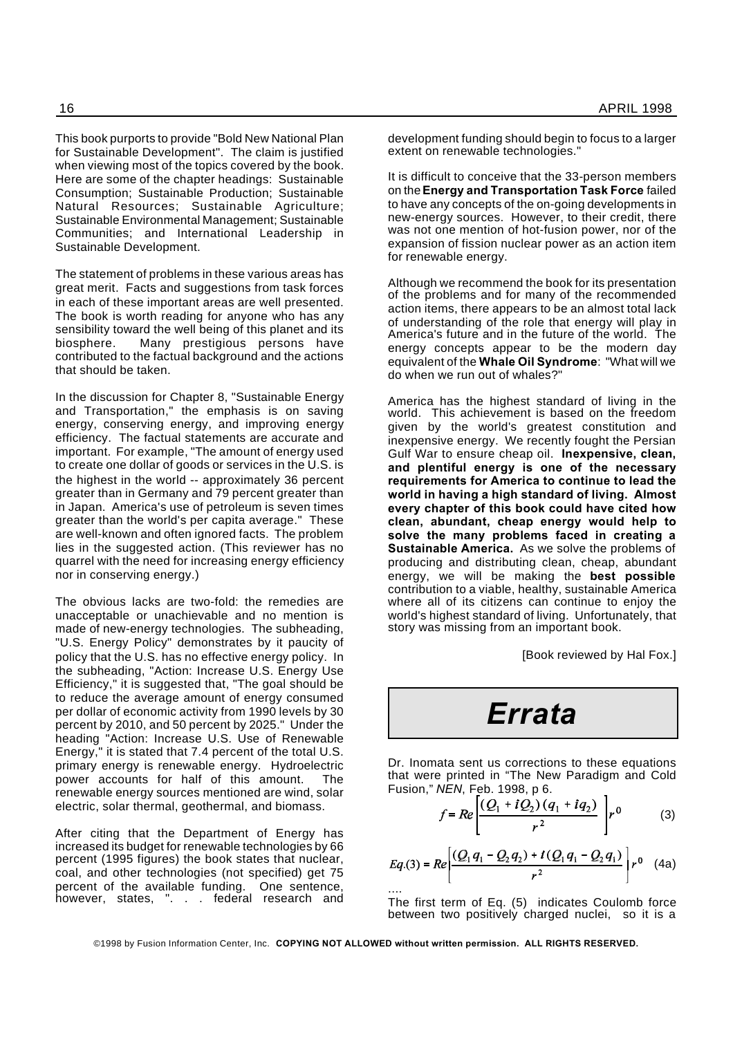This book purports to provide "Bold New National Plan for Sustainable Development". The claim is justified when viewing most of the topics covered by the book. Here are some of the chapter headings: Sustainable Consumption; Sustainable Production; Sustainable Natural Resources; Sustainable Agriculture; Sustainable Environmental Management; Sustainable Communities; and International Leadership in Sustainable Development.

The statement of problems in these various areas has great merit. Facts and suggestions from task forces in each of these important areas are well presented. The book is worth reading for anyone who has any sensibility toward the well being of this planet and its biosphere. Many prestigious persons have contributed to the factual background and the actions that should be taken.

In the discussion for Chapter 8, "Sustainable Energy and Transportation," the emphasis is on saving energy, conserving energy, and improving energy efficiency. The factual statements are accurate and important. For example, "The amount of energy used to create one dollar of goods or services in the U.S. is the highest in the world -- approximately 36 percent greater than in Germany and 79 percent greater than in Japan. America's use of petroleum is seven times greater than the world's per capita average." These are well-known and often ignored facts. The problem lies in the suggested action. (This reviewer has no quarrel with the need for increasing energy efficiency nor in conserving energy.)

The obvious lacks are two-fold: the remedies are unacceptable or unachievable and no mention is made of new-energy technologies. The subheading, "U.S. Energy Policy" demonstrates by it paucity of policy that the U.S. has no effective energy policy. In the subheading, "Action: Increase U.S. Energy Use Efficiency," it is suggested that, "The goal should be to reduce the average amount of energy consumed per dollar of economic activity from 1990 levels by 30 percent by 2010, and 50 percent by 2025." Under the heading "Action: Increase U.S. Use of Renewable Energy," it is stated that 7.4 percent of the total U.S. primary energy is renewable energy. Hydroelectric power accounts for half of this amount. The renewable energy sources mentioned are wind, solar electric, solar thermal, geothermal, and biomass.

After citing that the Department of Energy has increased its budget for renewable technologies by 66 percent (1995 figures) the book states that nuclear, coal, and other technologies (not specified) get 75 percent of the available funding. One sentence, however, states, ". . . federal research and development funding should begin to focus to a larger extent on renewable technologies."

It is difficult to conceive that the 33-person members on the **Energy and Transportation Task Force** failed to have any concepts of the on-going developments in new-energy sources. However, to their credit, there was not one mention of hot-fusion power, nor of the expansion of fission nuclear power as an action item for renewable energy.

Although we recommend the book for its presentation of the problems and for many of the recommended action items, there appears to be an almost total lack of understanding of the role that energy will play in America's future and in the future of the world. The energy concepts appear to be the modern day equivalent of the **Whale Oil Syndrome**: "What will we do when we run out of whales?"

America has the highest standard of living in the world. This achievement is based on the freedom given by the world's greatest constitution and inexpensive energy. We recently fought the Persian Gulf War to ensure cheap oil. **Inexpensive, clean, and plentiful energy is one of the necessary requirements for America to continue to lead the world in having a high standard of living. Almost every chapter of this book could have cited how clean, abundant, cheap energy would help to solve the many problems faced in creating a Sustainable America.** As we solve the problems of producing and distributing clean, cheap, abundant energy, we will be making the **best possible** contribution to a viable, healthy, sustainable America where all of its citizens can continue to enjoy the world's highest standard of living. Unfortunately, that story was missing from an important book.

[Book reviewed by Hal Fox.]

# *Errata*

Dr. Inomata sent us corrections to these equations that were printed in "The New Paradigm and Cold Fusion," *NEN*, Feb. 1998, p 6.

$$f = Re\left[\frac{(Q_1 + iQ_2)(q_1 + iq_2)}{r^2}\right]r^0 \qquad (3)$$

$$Eq.(3) = Re\left[\frac{(Q_1 q_1 - Q_2 q_2) + i(Q_1 q_1 - Q_2 q_1)}{r^2}\right]r^0 \qquad (4a)$$

....

The first term of Eq. (5) indicates Coulomb force between two positively charged nuclei, so it is a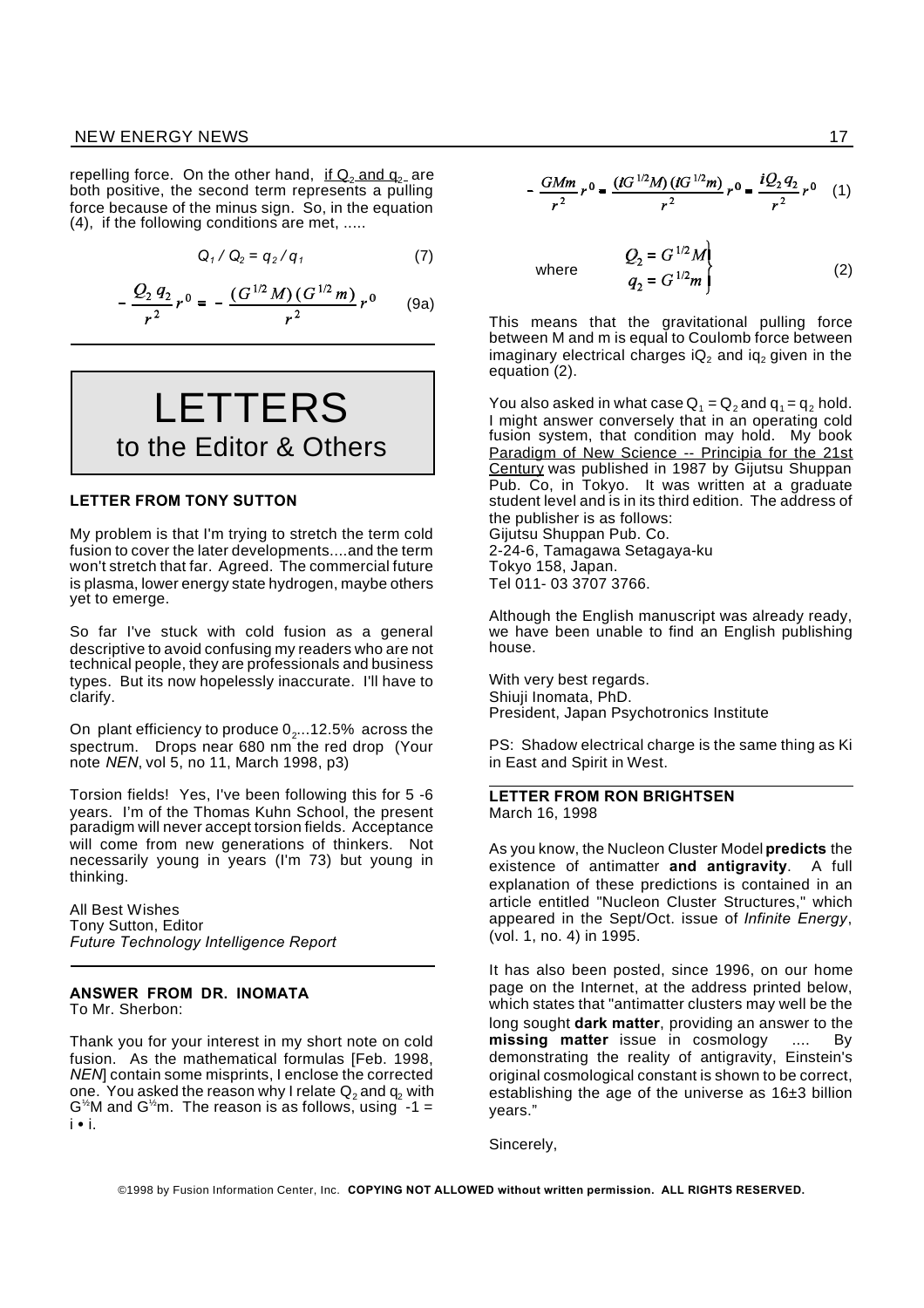repelling force. On the other hand, if $Q_2$ and $q_2$ are both positive, the second term represents a pulling force because of the minus sign. So, in the equation (4), if the following conditions are met, .....

$$Q_1 / Q_2 = q_2 / q_1 \qquad (7)$$

$$-\frac{Q_2\, q_2}{r^2} r^0 = -\frac{(G^{1/2} M)(G^{1/2} m)}{r^2} r^0 \qquad (9a)$$

# LETTERS
## to the Editor & Others

### LETTER FROM TONY SUTTON

My problem is that I'm trying to stretch the term cold fusion to cover the later developments....and the term won't stretch that far. Agreed. The commercial future is plasma, lower energy state hydrogen, maybe others yet to emerge.

So far I've stuck with cold fusion as a general descriptive to avoid confusing my readers who are not technical people, they are professionals and business types. But its now hopelessly inaccurate. I'll have to clarify.

On plant efficiency to produce $0_2$...12.5% across the spectrum. Drops near 680 nm the red drop (Your note *NEN*, vol 5, no 11, March 1998, p3)

Torsion fields! Yes, I've been following this for 5 -6 years. I'm of the Thomas Kuhn School, the present paradigm will never accept torsion fields. Acceptance will come from new generations of thinkers. Not necessarily young in years (I'm 73) but young in thinking.

All Best Wishes
Tony Sutton, Editor
*Future Technology Intelligence Report*

### ANSWER FROM DR. INOMATA

To Mr. Sherbon:

Thank you for your interest in my short note on cold fusion. As the mathematical formulas [Feb. 1998, *NEN*] contain some misprints, I enclose the corrected one. You asked the reason why I relate $Q_2$ and $q_2$ with $G^{1/2}M$ and $G^{1/2}m$. The reason is as follows, using $-1 = i \bullet i$.

$$-\frac{GMm}{r^2} r^0 = \frac{(iG^{1/2}M)(iG^{1/2}m)}{r^2} r^0 = \frac{iQ_2\, q_2}{r^2} r^0 \qquad (1)$$

$$\text{where} \quad \left.\begin{aligned} Q_2 &= G^{1/2} M \\ q_2 &= G^{1/2} m \end{aligned}\right\} \qquad (2)$$

This means that the gravitational pulling force between M and m is equal to Coulomb force between imaginary electrical charges $iQ_2$ and $iq_2$ given in the equation (2).

You also asked in what case $Q_1 = Q_2$ and $q_1 = q_2$ hold. I might answer conversely that in an operating cold fusion system, that condition may hold. My book Paradigm of New Science -- Principia for the 21st Century was published in 1987 by Gijutsu Shuppan Pub. Co, in Tokyo. It was written at a graduate student level and is in its third edition. The address of the publisher is as follows:
Gijutsu Shuppan Pub. Co.
2-24-6, Tamagawa Setagaya-ku
Tokyo 158, Japan.
Tel 011- 03 3707 3766.

Although the English manuscript was already ready, we have been unable to find an English publishing house.

With very best regards.
Shiuji Inomata, PhD.
President, Japan Psychotronics Institute

PS: Shadow electrical charge is the same thing as Ki in East and Spirit in West.

### LETTER FROM RON BRIGHTSEN

March 16, 1998

As you know, the Nucleon Cluster Model **predicts** the existence of antimatter **and antigravity**. A full explanation of these predictions is contained in an article entitled "Nucleon Cluster Structures," which appeared in the Sept/Oct. issue of *Infinite Energy*, (vol. 1, no. 4) in 1995.

It has also been posted, since 1996, on our home page on the Internet, at the address printed below, which states that "antimatter clusters may well be the long sought **dark matter**, providing an answer to the **missing matter** issue in cosmology .... By demonstrating the reality of antigravity, Einstein's original cosmological constant is shown to be correct, establishing the age of the universe as 16±3 billion years."

Sincerely,

©1998 by Fusion Information Center, Inc. **COPYING NOT ALLOWED without written permission. ALL RIGHTS RESERVED.**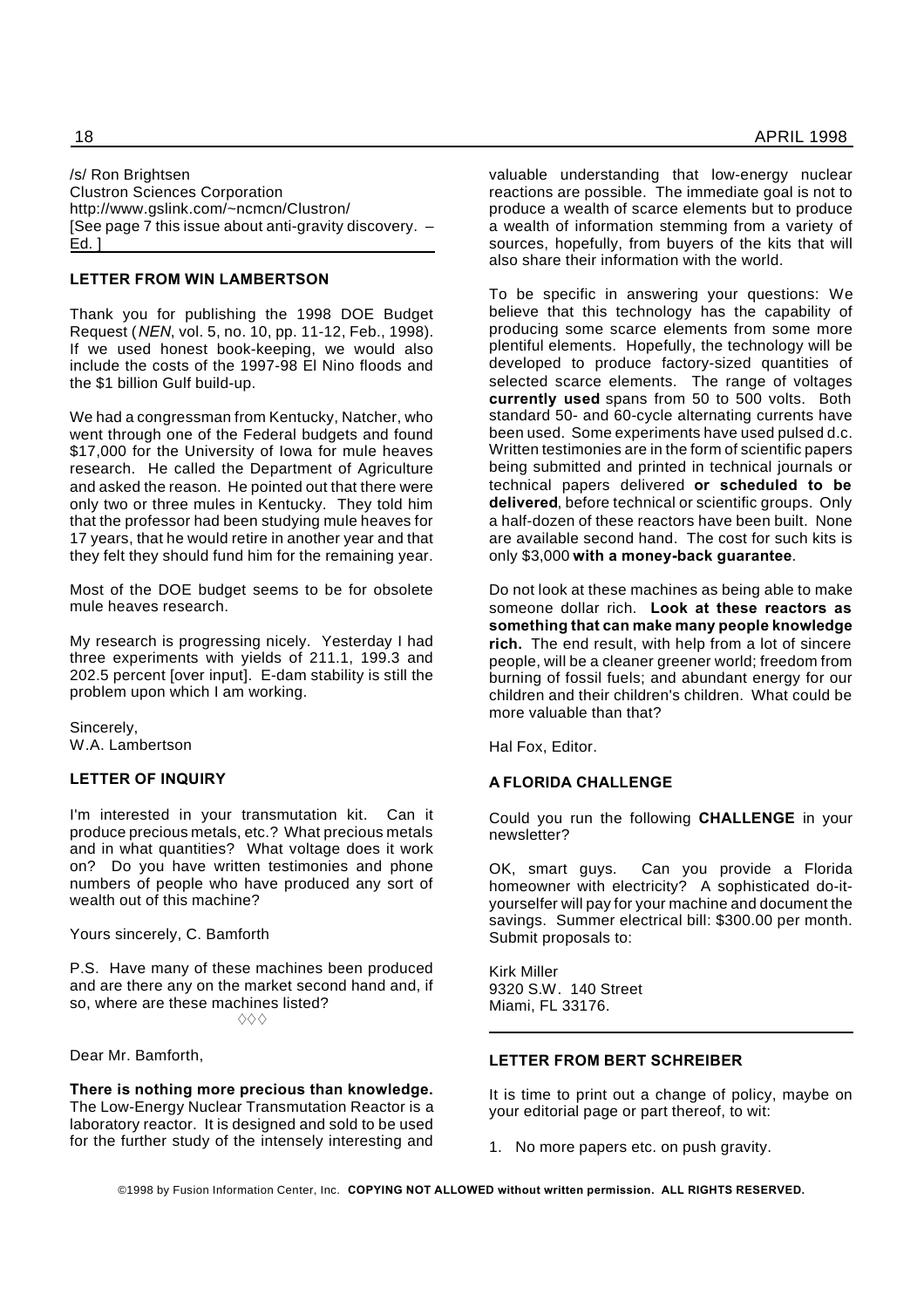/s/ Ron Brightsen
Clustron Sciences Corporation
http://www.gslink.com/~ncmcn/Clustron/
[See page 7 this issue about anti-gravity discovery. – Ed. ]

### LETTER FROM WIN LAMBERTSON

Thank you for publishing the 1998 DOE Budget Request (*NEN*, vol. 5, no. 10, pp. 11-12, Feb., 1998). If we used honest book-keeping, we would also include the costs of the 1997-98 El Nino floods and the $1 billion Gulf build-up.

We had a congressman from Kentucky, Natcher, who went through one of the Federal budgets and found $17,000 for the University of Iowa for mule heaves research. He called the Department of Agriculture and asked the reason. He pointed out that there were only two or three mules in Kentucky. They told him that the professor had been studying mule heaves for 17 years, that he would retire in another year and that they felt they should fund him for the remaining year.

Most of the DOE budget seems to be for obsolete mule heaves research.

My research is progressing nicely. Yesterday I had three experiments with yields of 211.1, 199.3 and 202.5 percent [over input]. E-dam stability is still the problem upon which I am working.

Sincerely,
W.A. Lambertson

### LETTER OF INQUIRY

I'm interested in your transmutation kit. Can it produce precious metals, etc.? What precious metals and in what quantities? What voltage does it work on? Do you have written testimonies and phone numbers of people who have produced any sort of wealth out of this machine?

Yours sincerely, C. Bamforth

P.S. Have many of these machines been produced and are there any on the market second hand and, if so, where are these machines listed?

◊◊◊

Dear Mr. Bamforth,

**There is nothing more precious than knowledge.** The Low-Energy Nuclear Transmutation Reactor is a laboratory reactor. It is designed and sold to be used for the further study of the intensely interesting and valuable understanding that low-energy nuclear reactions are possible. The immediate goal is not to produce a wealth of scarce elements but to produce a wealth of information stemming from a variety of sources, hopefully, from buyers of the kits that will also share their information with the world.

To be specific in answering your questions: We believe that this technology has the capability of producing some scarce elements from some more plentiful elements. Hopefully, the technology will be developed to produce factory-sized quantities of selected scarce elements. The range of voltages **currently used** spans from 50 to 500 volts. Both standard 50- and 60-cycle alternating currents have been used. Some experiments have used pulsed d.c. Written testimonies are in the form of scientific papers being submitted and printed in technical journals or technical papers delivered **or scheduled to be delivered**, before technical or scientific groups. Only a half-dozen of these reactors have been built. None are available second hand. The cost for such kits is only $3,000 **with a money-back guarantee**.

Do not look at these machines as being able to make someone dollar rich. **Look at these reactors as something that can make many people knowledge rich.** The end result, with help from a lot of sincere people, will be a cleaner greener world; freedom from burning of fossil fuels; and abundant energy for our children and their children's children. What could be more valuable than that?

Hal Fox, Editor.

### A FLORIDA CHALLENGE

Could you run the following **CHALLENGE** in your newsletter?

OK, smart guys. Can you provide a Florida homeowner with electricity? A sophisticated do-it-yourselfer will pay for your machine and document the savings. Summer electrical bill: $300.00 per month. Submit proposals to:

Kirk Miller
9320 S.W. 140 Street
Miami, FL 33176.

### LETTER FROM BERT SCHREIBER

It is time to print out a change of policy, maybe on your editorial page or part thereof, to wit:

1. No more papers etc. on push gravity.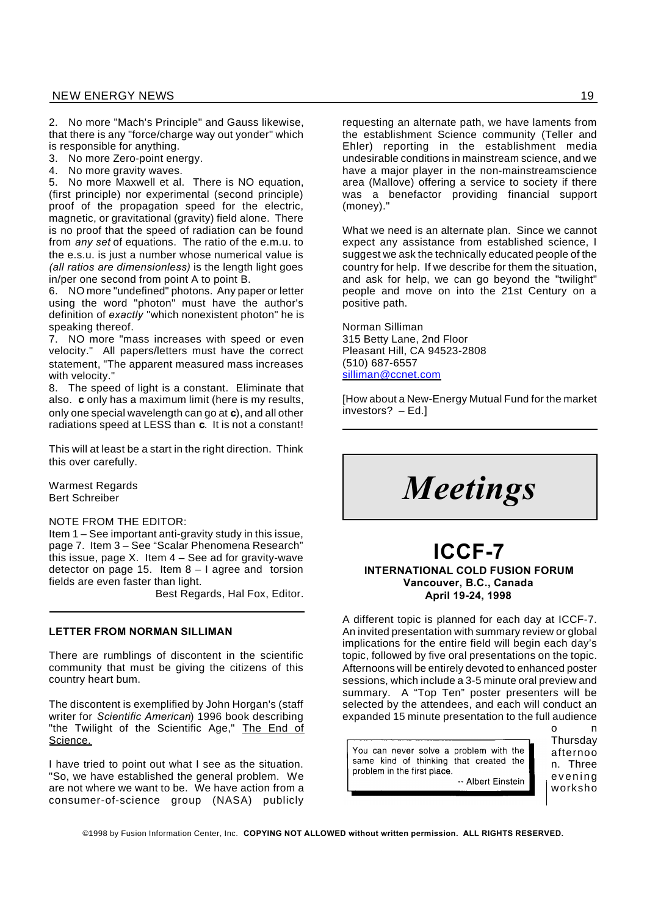2. No more "Mach's Principle" and Gauss likewise, that there is any "force/charge way out yonder" which is responsible for anything.
3. No more Zero-point energy.
4. No more gravity waves.
5. No more Maxwell et al. There is NO equation, (first principle) nor experimental (second principle) proof of the propagation speed for the electric, magnetic, or gravitational (gravity) field alone. There is no proof that the speed of radiation can be found from *any set* of equations. The ratio of the e.m.u. to the e.s.u. is just a number whose numerical value is *(all ratios are dimensionless)* is the length light goes in/per one second from point A to point B.
6. NO more "undefined" photons. Any paper or letter using the word "photon" must have the author's definition of *exactly* "which nonexistent photon" he is speaking thereof.
7. NO more "mass increases with speed or even velocity." All papers/letters must have the correct statement, "The apparent measured mass increases with velocity."
8. The speed of light is a constant. Eliminate that also. **c** only has a maximum limit (here is my results, only one special wavelength can go at **c**), and all other radiations speed at LESS than **c**. It is not a constant!

This will at least be a start in the right direction. Think this over carefully.

Warmest Regards
Bert Schreiber

NOTE FROM THE EDITOR:
Item 1 – See important anti-gravity study in this issue, page 7. Item 3 – See "Scalar Phenomena Research" this issue, page X. Item 4 – See ad for gravity-wave detector on page 15. Item 8 – I agree and torsion fields are even faster than light.

Best Regards, Hal Fox, Editor.

### LETTER FROM NORMAN SILLIMAN

There are rumblings of discontent in the scientific community that must be giving the citizens of this country heart bum.

The discontent is exemplified by John Horgan's (staff writer for *Scientific American*) 1996 book describing "the Twilight of the Scientific Age," The End of Science.

I have tried to point out what I see as the situation. "So, we have established the general problem. We are not where we want to be. We have action from a consumer-of-science group (NASA) publicly requesting an alternate path, we have laments from the establishment Science community (Teller and Ehler) reporting in the establishment media undesirable conditions in mainstream science, and we have a major player in the non-mainstreamscience area (Mallove) offering a service to society if there was a benefactor providing financial support (money)."

What we need is an alternate plan. Since we cannot expect any assistance from established science, I suggest we ask the technically educated people of the country for help. If we describe for them the situation, and ask for help, we can go beyond the "twilight" people and move on into the 21st Century on a positive path.

Norman Silliman
315 Betty Lane, 2nd Floor
Pleasant Hill, CA 94523-2808
(510) 687-6557
silliman@ccnet.com

[How about a New-Energy Mutual Fund for the market investors? – Ed.]

# *Meetings*

## ICCF-7

**INTERNATIONAL COLD FUSION FORUM**
**Vancouver, B.C., Canada**
**April 19-24, 1998**

A different topic is planned for each day at ICCF-7. An invited presentation with summary review or global implications for the entire field will begin each day's topic, followed by five oral presentations on the topic. Afternoons will be entirely devoted to enhanced poster sessions, which include a 3-5 minute oral preview and summary. A "Top Ten" poster presenters will be selected by the attendees, and each will conduct an expanded 15 minute presentation to the full audience on Thursday afternoon. Three evening worksho

> You can never solve a problem with the same kind of thinking that created the problem in the first place.
> -- Albert Einstein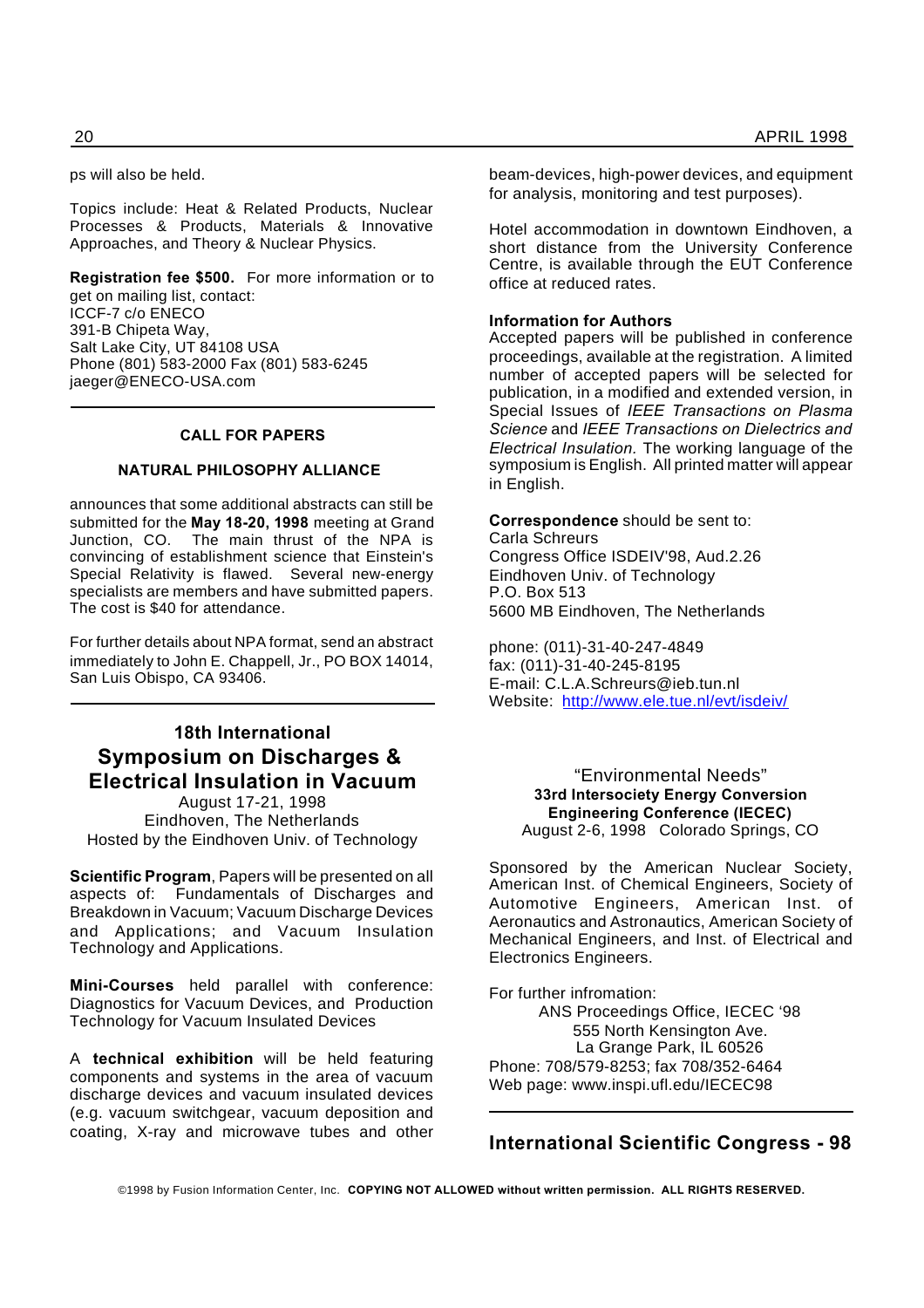ps will also be held.

Topics include: Heat & Related Products, Nuclear Processes & Products, Materials & Innovative Approaches, and Theory & Nuclear Physics.

**Registration fee $500.** For more information or to get on mailing list, contact:
ICCF-7 c/o ENECO
391-B Chipeta Way,
Salt Lake City, UT 84108 USA
Phone (801) 583-2000 Fax (801) 583-6245
jaeger@ENECO-USA.com

---

**CALL FOR PAPERS**

**NATURAL PHILOSOPHY ALLIANCE**

announces that some additional abstracts can still be submitted for the **May 18-20, 1998** meeting at Grand Junction, CO. The main thrust of the NPA is convincing of establishment science that Einstein's Special Relativity is flawed. Several new-energy specialists are members and have submitted papers. The cost is $40 for attendance.

For further details about NPA format, send an abstract immediately to John E. Chappell, Jr., PO BOX 14014, San Luis Obispo, CA 93406.

---

## 18th International Symposium on Discharges & Electrical Insulation in Vacuum

August 17-21, 1998
Eindhoven, The Netherlands
Hosted by the Eindhoven Univ. of Technology

**Scientific Program**, Papers will be presented on all aspects of: Fundamentals of Discharges and Breakdown in Vacuum; Vacuum Discharge Devices and Applications; and Vacuum Insulation Technology and Applications.

**Mini-Courses** held parallel with conference: Diagnostics for Vacuum Devices, and Production Technology for Vacuum Insulated Devices

A **technical exhibition** will be held featuring components and systems in the area of vacuum discharge devices and vacuum insulated devices (e.g. vacuum switchgear, vacuum deposition and coating, X-ray and microwave tubes and other beam-devices, high-power devices, and equipment for analysis, monitoring and test purposes).

Hotel accommodation in downtown Eindhoven, a short distance from the University Conference Centre, is available through the EUT Conference office at reduced rates.

**Information for Authors**
Accepted papers will be published in conference proceedings, available at the registration. A limited number of accepted papers will be selected for publication, in a modified and extended version, in Special Issues of *IEEE Transactions on Plasma Science* and *IEEE Transactions on Dielectrics and Electrical Insulation*. The working language of the symposium is English. All printed matter will appear in English.

**Correspondence** should be sent to:
Carla Schreurs
Congress Office ISDEIV'98, Aud.2.26
Eindhoven Univ. of Technology
P.O. Box 513
5600 MB Eindhoven, The Netherlands

phone: (011)-31-40-247-4849
fax: (011)-31-40-245-8195
E-mail: C.L.A.Schreurs@ieb.tun.nl
Website: http://www.ele.tue.nl/evt/isdeiv/

---

"Environmental Needs"
**33rd Intersociety Energy Conversion Engineering Conference (IECEC)**
August 2-6, 1998 Colorado Springs, CO

Sponsored by the American Nuclear Society, American Inst. of Chemical Engineers, Society of Automotive Engineers, American Inst. of Aeronautics and Astronautics, American Society of Mechanical Engineers, and Inst. of Electrical and Electronics Engineers.

For further infromation:
ANS Proceedings Office, IECEC '98
555 North Kensington Ave.
La Grange Park, IL 60526
Phone: 708/579-8253; fax 708/352-6464
Web page: www.inspi.ufl.edu/IECEC98

---

## International Scientific Congress - 98

©1998 by Fusion Information Center, Inc. **COPYING NOT ALLOWED without written permission. ALL RIGHTS RESERVED.**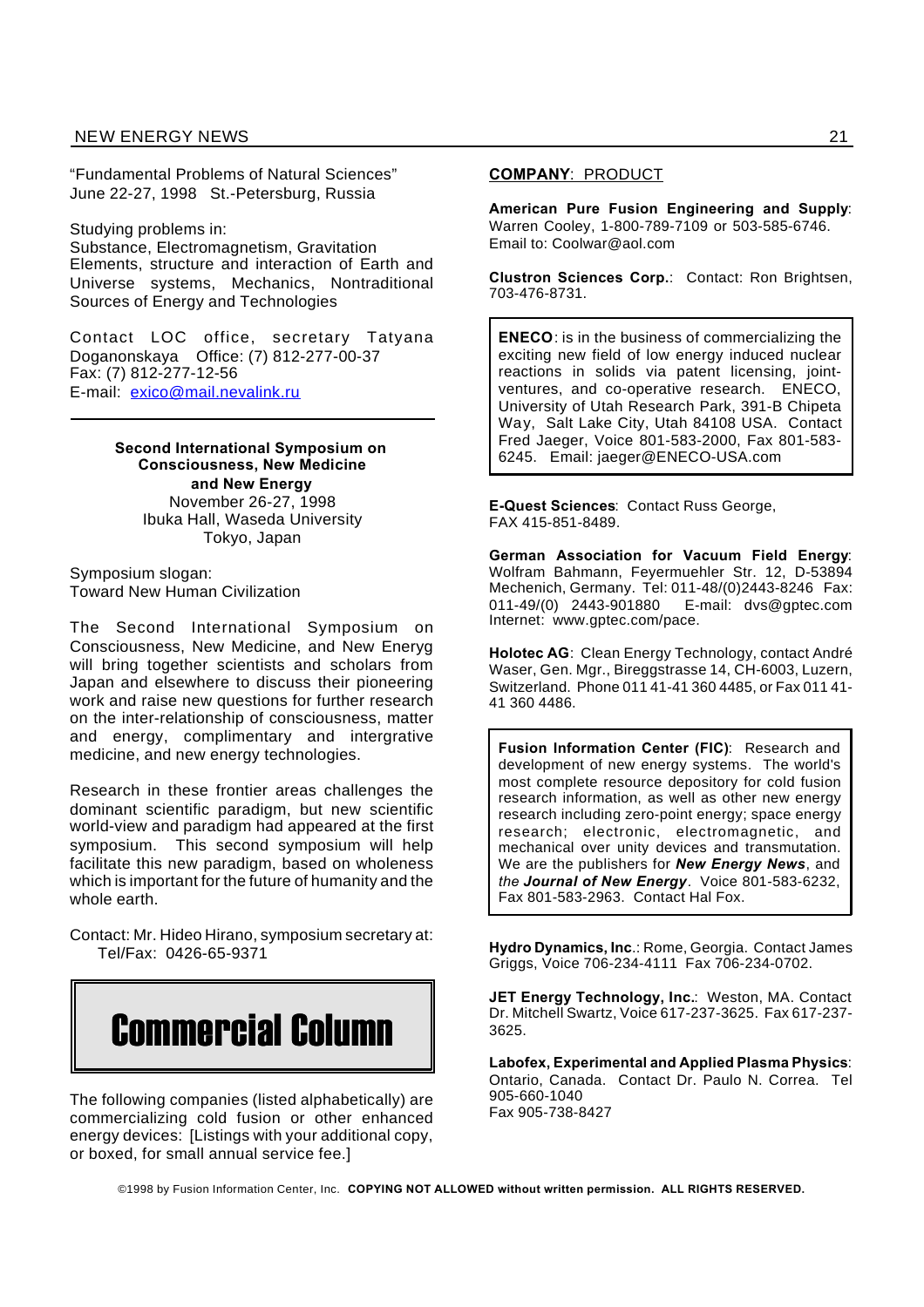"Fundamental Problems of Natural Sciences"
June 22-27, 1998 St.-Petersburg, Russia

Studying problems in:
Substance, Electromagnetism, Gravitation
Elements, structure and interaction of Earth and Universe systems, Mechanics, Nontraditional Sources of Energy and Technologies

Contact LOC office, secretary Tatyana Doganonskaya Office: (7) 812-277-00-37
Fax: (7) 812-277-12-56
E-mail: exico@mail.nevalink.ru

---

**Second International Symposium on Consciousness, New Medicine and New Energy**
November 26-27, 1998
Ibuka Hall, Waseda University
Tokyo, Japan

Symposium slogan:
Toward New Human Civilization

The Second International Symposium on Consciousness, New Medicine, and New Eneryg will bring together scientists and scholars from Japan and elsewhere to discuss their pioneering work and raise new questions for further research on the inter-relationship of consciousness, matter and energy, complimentary and intergrative medicine, and new energy technologies.

Research in these frontier areas challenges the dominant scientific paradigm, but new scientific world-view and paradigm had appeared at the first symposium. This second symposium will help facilitate this new paradigm, based on wholeness which is important for the future of humanity and the whole earth.

Contact: Mr. Hideo Hirano, symposium secretary at:
Tel/Fax: 0426-65-9371

# Commercial Column

The following companies (listed alphabetically) are commercializing cold fusion or other enhanced energy devices: [Listings with your additional copy, or boxed, for small annual service fee.]

**COMPANY**: PRODUCT

**American Pure Fusion Engineering and Supply**: Warren Cooley, 1-800-789-7109 or 503-585-6746. Email to: Coolwar@aol.com

**Clustron Sciences Corp.**: Contact: Ron Brightsen, 703-476-8731.

**ENECO**: is in the business of commercializing the exciting new field of low energy induced nuclear reactions in solids via patent licensing, joint-ventures, and co-operative research. ENECO, University of Utah Research Park, 391-B Chipeta Way, Salt Lake City, Utah 84108 USA. Contact Fred Jaeger, Voice 801-583-2000, Fax 801-583-6245. Email: jaeger@ENECO-USA.com

**E-Quest Sciences**: Contact Russ George, FAX 415-851-8489.

**German Association for Vacuum Field Energy**: Wolfram Bahmann, Feyermuehler Str. 12, D-53894 Mechenich, Germany. Tel: 011-48/(0)2443-8246 Fax: 011-49/(0) 2443-901880 E-mail: dvs@gptec.com Internet: www.gptec.com/pace.

**Holotec AG**: Clean Energy Technology, contact André Waser, Gen. Mgr., Bireggstrasse 14, CH-6003, Luzern, Switzerland. Phone 011 41-41 360 4485, or Fax 011 41-41 360 4486.

**Fusion Information Center (FIC)**: Research and development of new energy systems. The world's most complete resource depository for cold fusion research information, as well as other new energy research including zero-point energy; space energy research; electronic, electromagnetic, and mechanical over unity devices and transmutation. We are the publishers for ***New Energy News***, and *the **Journal of New Energy***. Voice 801-583-6232, Fax 801-583-2963. Contact Hal Fox.

**Hydro Dynamics, Inc**.: Rome, Georgia. Contact James Griggs, Voice 706-234-4111 Fax 706-234-0702.

**JET Energy Technology, Inc.**: Weston, MA. Contact Dr. Mitchell Swartz, Voice 617-237-3625. Fax 617-237-3625.

**Labofex, Experimental and Applied Plasma Physics**: Ontario, Canada. Contact Dr. Paulo N. Correa. Tel 905-660-1040
Fax 905-738-8427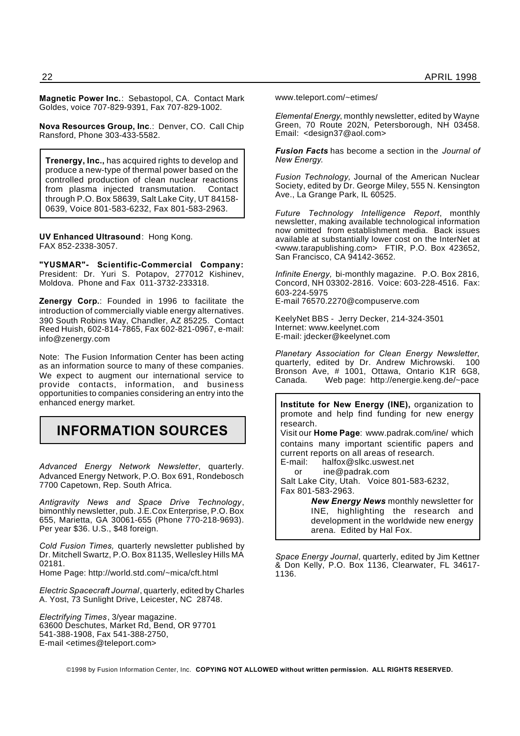**Magnetic Power Inc.**: Sebastopol, CA. Contact Mark Goldes, voice 707-829-9391, Fax 707-829-1002.

**Nova Resources Group, Inc**.: Denver, CO. Call Chip Ransford, Phone 303-433-5582.

**Trenergy, Inc.,** has acquired rights to develop and produce a new-type of thermal power based on the controlled production of clean nuclear reactions from plasma injected transmutation. Contact through P.O. Box 58639, Salt Lake City, UT 84158-0639, Voice 801-583-6232, Fax 801-583-2963.

**UV Enhanced Ultrasound**: Hong Kong. FAX 852-2338-3057.

**"YUSMAR"- Scientific-Commercial Company:** President: Dr. Yuri S. Potapov, 277012 Kishinev, Moldova. Phone and Fax 011-3732-233318.

**Zenergy Corp.**: Founded in 1996 to facilitate the introduction of commercially viable energy alternatives. 390 South Robins Way, Chandler, AZ 85225. Contact Reed Huish, 602-814-7865, Fax 602-821-0967, e-mail: info@zenergy.com

Note: The Fusion Information Center has been acting as an information source to many of these companies. We expect to augment our international service to provide contacts, information, and business opportunities to companies considering an entry into the enhanced energy market.

## INFORMATION SOURCES

*Advanced Energy Network Newsletter*, quarterly. Advanced Energy Network, P.O. Box 691, Rondebosch 7700 Capetown, Rep. South Africa.

*Antigravity News and Space Drive Technology*, bimonthly newsletter, pub. J.E.Cox Enterprise, P.O. Box 655, Marietta, GA 30061-655 (Phone 770-218-9693). Per year $36. U.S., $48 foreign.

*Cold Fusion Times,* quarterly newsletter published by Dr. Mitchell Swartz, P.O. Box 81135, Wellesley Hills MA 02181.
Home Page: http://world.std.com/~mica/cft.html

*Electric Spacecraft Journal*, quarterly, edited by Charles A. Yost, 73 Sunlight Drive, Leicester, NC 28748.

*Electrifying Times*, 3/year magazine.
63600 Deschutes, Market Rd, Bend, OR 97701
541-388-1908, Fax 541-388-2750,
E-mail <etimes@teleport.com>
www.teleport.com/~etimes/

*Elemental Energy*, monthly newsletter, edited by Wayne Green, 70 Route 202N, Petersborough, NH 03458. Email: <design37@aol.com>

***Fusion Facts*** has become a section in the *Journal of New Energy.*

*Fusion Technology,* Journal of the American Nuclear Society, edited by Dr. George Miley, 555 N. Kensington Ave., La Grange Park, IL 60525.

*Future Technology Intelligence Report*, monthly newsletter, making available technological information now omitted from establishment media. Back issues available at substantially lower cost on the InterNet at <www.tarapublishing.com> FTIR, P.O. Box 423652, San Francisco, CA 94142-3652.

*Infinite Energy,* bi-monthly magazine. P.O. Box 2816, Concord, NH 03302-2816. Voice: 603-228-4516. Fax: 603-224-5975
E-mail 76570.2270@compuserve.com

KeelyNet BBS - Jerry Decker, 214-324-3501
Internet: www.keelynet.com
E-mail: jdecker@keelynet.com

*Planetary Association for Clean Energy Newsletter*, quarterly, edited by Dr. Andrew Michrowski. 100 Bronson Ave, # 1001, Ottawa, Ontario K1R 6G8, Canada. Web page: http://energie.keng.de/~pace

**Institute for New Energy (INE),** organization to promote and help find funding for new energy research.
Visit our **Home Page**: www.padrak.com/ine/ which contains many important scientific papers and current reports on all areas of research.
E-mail: halfox@slkc.uswest.net
or ine@padrak.com
Salt Lake City, Utah. Voice 801-583-6232,
Fax 801-583-2963.

***New Energy News*** monthly newsletter for INE, highlighting the research and development in the worldwide new energy arena. Edited by Hal Fox.

*Space Energy Journal*, quarterly, edited by Jim Kettner & Don Kelly, P.O. Box 1136, Clearwater, FL 34617-1136.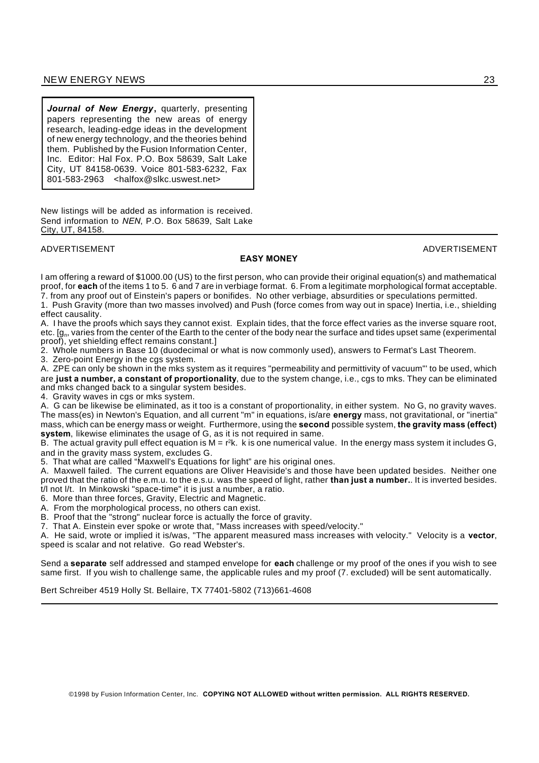***Journal of New Energy***, quarterly, presenting papers representing the new areas of energy research, leading-edge ideas in the development of new energy technology, and the theories behind them. Published by the Fusion Information Center, Inc. Editor: Hal Fox. P.O. Box 58639, Salt Lake City, UT 84158-0639. Voice 801-583-6232, Fax 801-583-2963 <halfox@slkc.uswest.net>

New listings will be added as information is received. Send information to *NEN*, P.O. Box 58639, Salt Lake City, UT, 84158.

---

ADVERTISEMENT ADVERTISEMENT

**EASY MONEY**

I am offering a reward of $1000.00 (US) to the first person, who can provide their original equation(s) and mathematical proof, for **each** of the items 1 to 5. 6 and 7 are in verbiage format. 6. From a legitimate morphological format acceptable. 7. from any proof out of Einstein's papers or bonifides. No other verbiage, absurdities or speculations permitted.

1. Push Gravity (more than two masses involved) and Push (force comes from way out in space) Inertia, i.e., shielding effect causality.

A. I have the proofs which says they cannot exist. Explain tides, that the force effect varies as the inverse square root, etc. [$g_n$, varies from the center of the Earth to the center of the body near the surface and tides upset same (experimental proof), yet shielding effect remains constant.]

2. Whole numbers in Base 10 (duodecimal or what is now commonly used), answers to Fermat's Last Theorem.

3. Zero-point Energy in the cgs system.

A. ZPE can only be shown in the mks system as it requires "permeability and permittivity of vacuum"' to be used, which are **just a number, a constant of proportionality**, due to the system change, i.e., cgs to mks. They can be eliminated and mks changed back to a singular system besides.

4. Gravity waves in cgs or mks system.

A. G can be likewise be eliminated, as it too is a constant of proportionality, in either system. No G, no gravity waves. The mass(es) in Newton's Equation, and all current "m" in equations, is/are **energy** mass, not gravitational, or "inertia" mass, which can be energy mass or weight. Furthermore, using the **second** possible system, **the gravity mass (effect) system**, likewise eliminates the usage of G, as it is not required in same.

B. The actual gravity pull effect equation is $M = r^2k$. k is one numerical value. In the energy mass system it includes G, and in the gravity mass system, excludes G.

5. That what are called "Maxwell's Equations for light" are his original ones.

A. Maxwell failed. The current equations are Oliver Heaviside's and those have been updated besides. Neither one proved that the ratio of the e.m.u. to the e.s.u. was the speed of light, rather **than just a number.**. It is inverted besides. t/l not l/t. In Minkowski "space-time" it is just a number, a ratio.

6. More than three forces, Gravity, Electric and Magnetic.

A. From the morphological process, no others can exist.

B. Proof that the "strong" nuclear force is actually the force of gravity.

7. That A. Einstein ever spoke or wrote that, "Mass increases with speed/velocity."

A. He said, wrote or implied it is/was, "The apparent measured mass increases with velocity." Velocity is a **vector**, speed is scalar and not relative. Go read Webster's.

Send a **separate** self addressed and stamped envelope for **each** challenge or my proof of the ones if you wish to see same first. If you wish to challenge same, the applicable rules and my proof (7. excluded) will be sent automatically.

Bert Schreiber 4519 Holly St. Bellaire, TX 77401-5802 (713)661-4608

---

©1998 by Fusion Information Center, Inc. **COPYING NOT ALLOWED without written permission. ALL RIGHTS RESERVED.**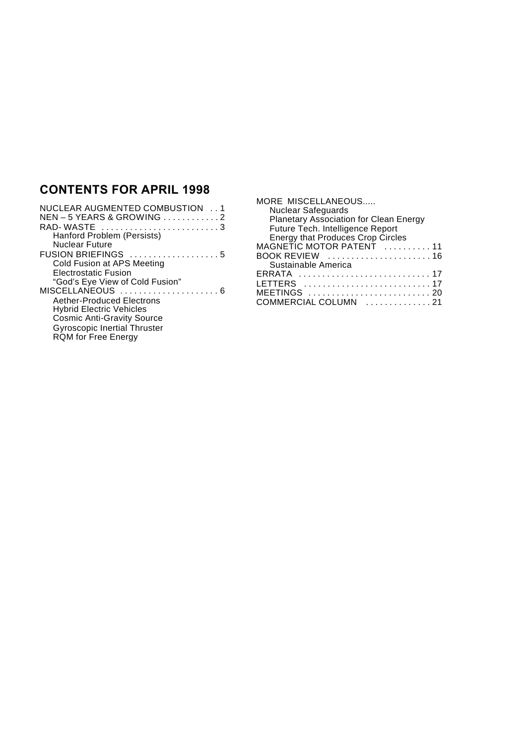## CONTENTS FOR APRIL 1998

NUCLEAR AUGMENTED COMBUSTION . . 1
NEN – 5 YEARS & GROWING . . . . . . . . . . . . 2
RAD- WASTE . . . . . . . . . . . . . . . . . . . . . . . . . 3
- Hanford Problem (Persists)
- Nuclear Future

FUSION BRIEFINGS . . . . . . . . . . . . . . . . . . . 5
- Cold Fusion at APS Meeting
- Electrostatic Fusion
- "God's Eye View of Cold Fusion"

MISCELLANEOUS . . . . . . . . . . . . . . . . . . . . . 6
- Aether-Produced Electrons
- Hybrid Electric Vehicles
- Cosmic Anti-Gravity Source
- Gyroscopic Inertial Thruster
- RQM for Free Energy

MORE MISCELLANEOUS.....
- Nuclear Safeguards
- Planetary Association for Clean Energy
- Future Tech. Intelligence Report
- Energy that Produces Crop Circles

MAGNETIC MOTOR PATENT . . . . . . . . . . 11
BOOK REVIEW . . . . . . . . . . . . . . . . . . . . . . 16
- Sustainable America

ERRATA . . . . . . . . . . . . . . . . . . . . . . . . . . . . 17
LETTERS . . . . . . . . . . . . . . . . . . . . . . . . . . . 17
MEETINGS . . . . . . . . . . . . . . . . . . . . . . . . . . 20
COMMERCIAL COLUMN . . . . . . . . . . . . . . 21